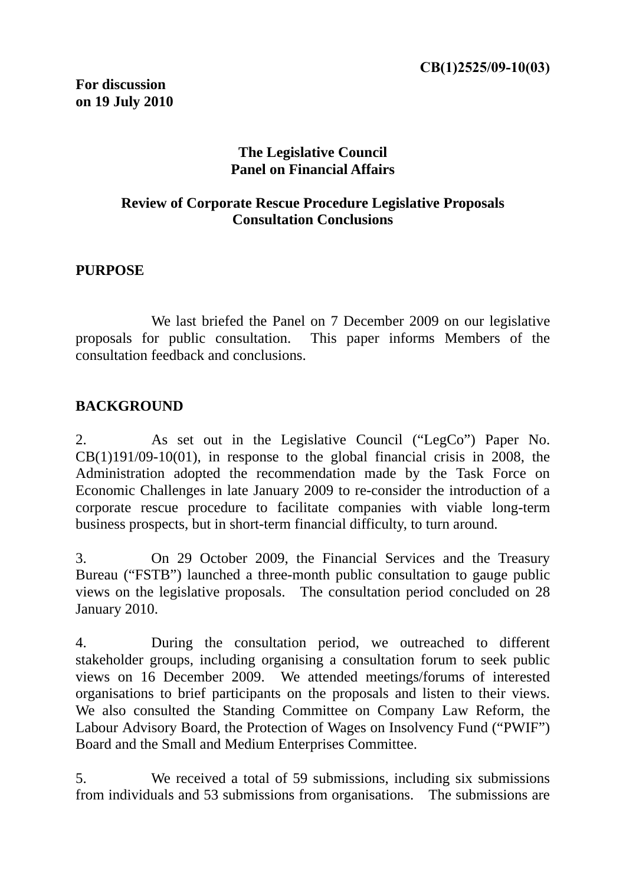**CB(1)2525/09-10(03)**

**For discussion on 19 July 2010**

**The Legislative Council**
**Panel on Financial Affairs**

**Review of Corporate Rescue Procedure Legislative Proposals**
**Consultation Conclusions**

## PURPOSE

We last briefed the Panel on 7 December 2009 on our legislative proposals for public consultation. This paper informs Members of the consultation feedback and conclusions.

## BACKGROUND

2. As set out in the Legislative Council ("LegCo") Paper No. CB(1)191/09-10(01), in response to the global financial crisis in 2008, the Administration adopted the recommendation made by the Task Force on Economic Challenges in late January 2009 to re-consider the introduction of a corporate rescue procedure to facilitate companies with viable long-term business prospects, but in short-term financial difficulty, to turn around.

3. On 29 October 2009, the Financial Services and the Treasury Bureau ("FSTB") launched a three-month public consultation to gauge public views on the legislative proposals. The consultation period concluded on 28 January 2010.

4. During the consultation period, we outreached to different stakeholder groups, including organising a consultation forum to seek public views on 16 December 2009. We attended meetings/forums of interested organisations to brief participants on the proposals and listen to their views. We also consulted the Standing Committee on Company Law Reform, the Labour Advisory Board, the Protection of Wages on Insolvency Fund ("PWIF") Board and the Small and Medium Enterprises Committee.

5. We received a total of 59 submissions, including six submissions from individuals and 53 submissions from organisations. The submissions are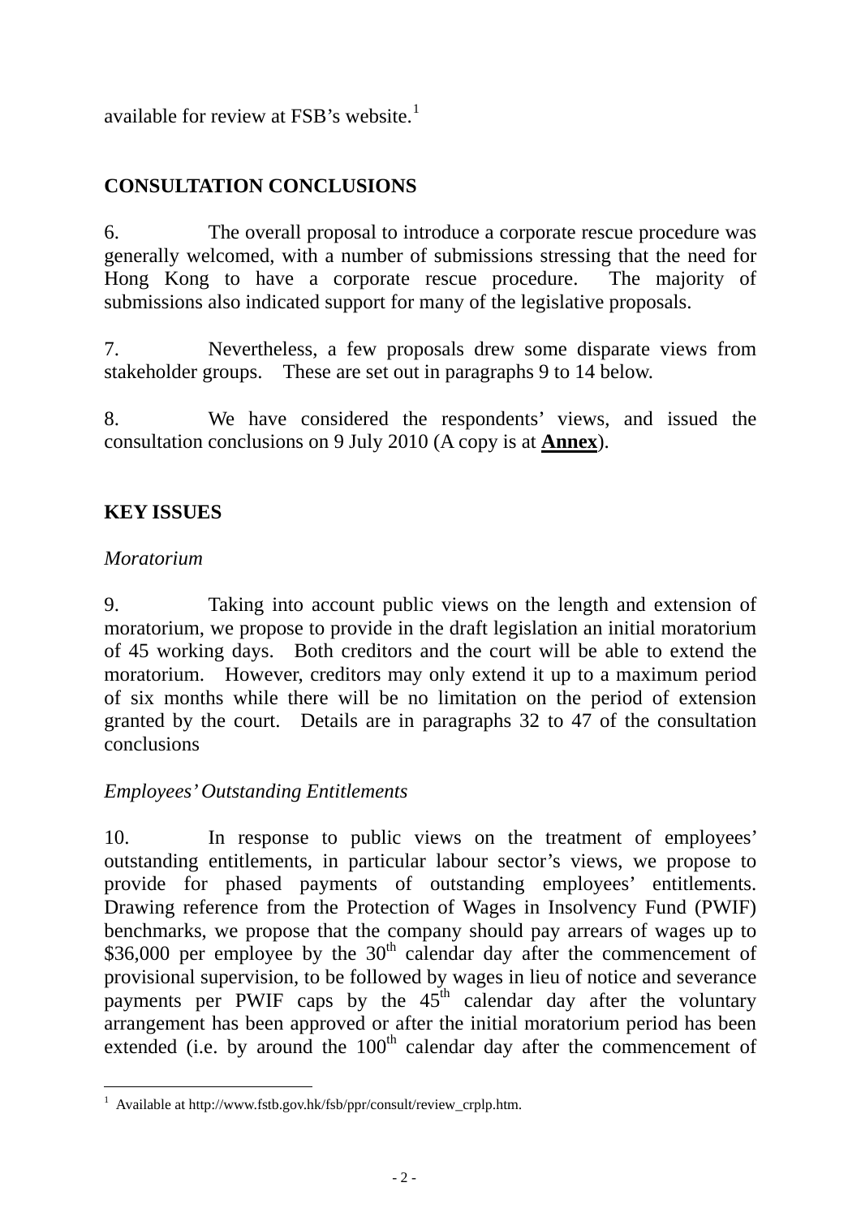available for review at FSB's website.[1]

## CONSULTATION CONCLUSIONS

6. The overall proposal to introduce a corporate rescue procedure was generally welcomed, with a number of submissions stressing that the need for Hong Kong to have a corporate rescue procedure. The majority of submissions also indicated support for many of the legislative proposals.

7. Nevertheless, a few proposals drew some disparate views from stakeholder groups. These are set out in paragraphs 9 to 14 below.

8. We have considered the respondents' views, and issued the consultation conclusions on 9 July 2010 (A copy is at **Annex**).

## KEY ISSUES

*Moratorium*

9. Taking into account public views on the length and extension of moratorium, we propose to provide in the draft legislation an initial moratorium of 45 working days. Both creditors and the court will be able to extend the moratorium. However, creditors may only extend it up to a maximum period of six months while there will be no limitation on the period of extension granted by the court. Details are in paragraphs 32 to 47 of the consultation conclusions

*Employees' Outstanding Entitlements*

10. In response to public views on the treatment of employees' outstanding entitlements, in particular labour sector's views, we propose to provide for phased payments of outstanding employees' entitlements. Drawing reference from the Protection of Wages in Insolvency Fund (PWIF) benchmarks, we propose that the company should pay arrears of wages up to \$36,000 per employee by the 30th calendar day after the commencement of provisional supervision, to be followed by wages in lieu of notice and severance payments per PWIF caps by the 45th calendar day after the voluntary arrangement has been approved or after the initial moratorium period has been extended (i.e. by around the 100th calendar day after the commencement of

[1] Available at http://www.fstb.gov.hk/fsb/ppr/consult/review_crplp.htm.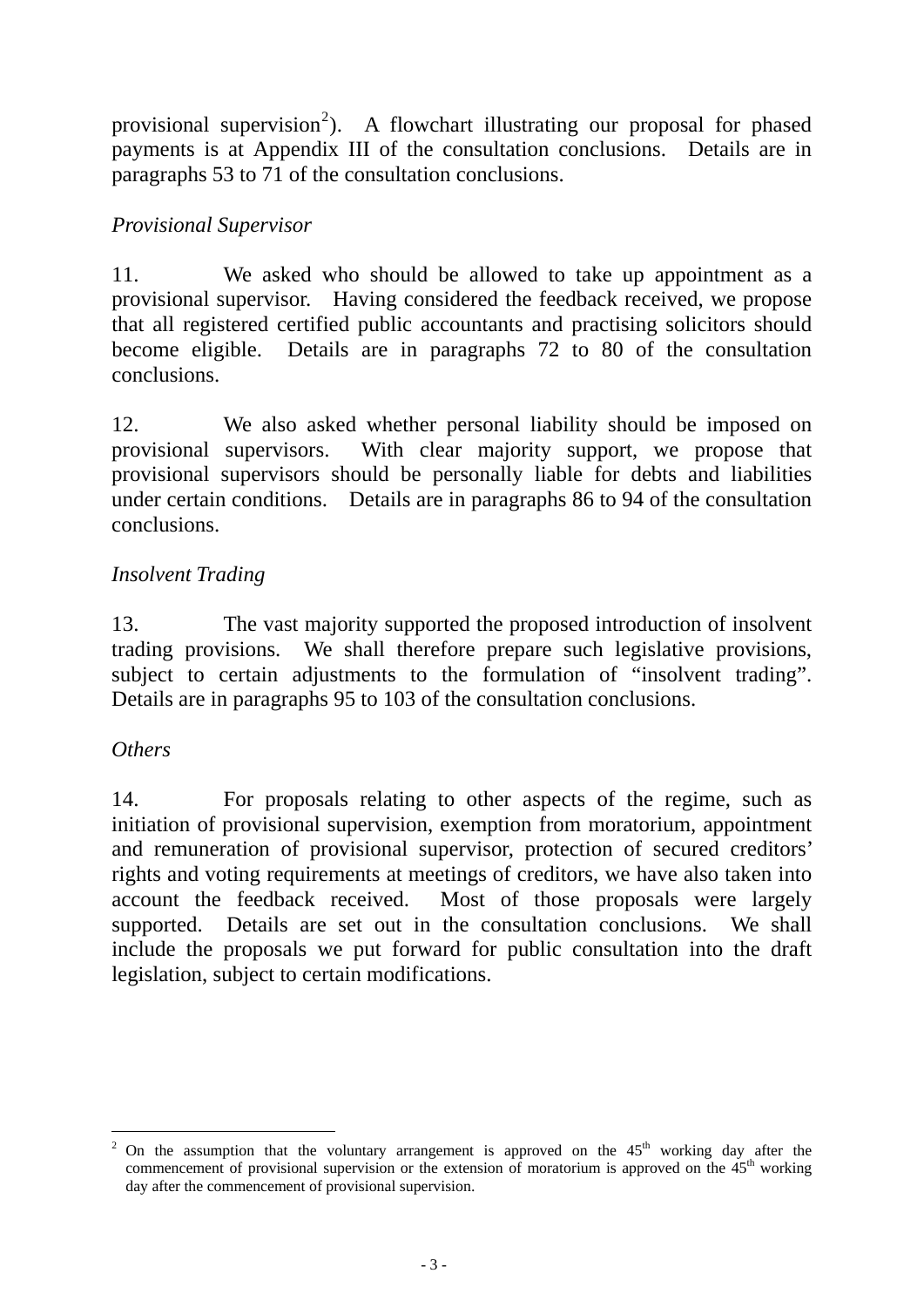provisional supervision[2]). A flowchart illustrating our proposal for phased payments is at Appendix III of the consultation conclusions. Details are in paragraphs 53 to 71 of the consultation conclusions.

*Provisional Supervisor*

11. We asked who should be allowed to take up appointment as a provisional supervisor. Having considered the feedback received, we propose that all registered certified public accountants and practising solicitors should become eligible. Details are in paragraphs 72 to 80 of the consultation conclusions.

12. We also asked whether personal liability should be imposed on provisional supervisors. With clear majority support, we propose that provisional supervisors should be personally liable for debts and liabilities under certain conditions. Details are in paragraphs 86 to 94 of the consultation conclusions.

*Insolvent Trading*

13. The vast majority supported the proposed introduction of insolvent trading provisions. We shall therefore prepare such legislative provisions, subject to certain adjustments to the formulation of "insolvent trading". Details are in paragraphs 95 to 103 of the consultation conclusions.

*Others*

14. For proposals relating to other aspects of the regime, such as initiation of provisional supervision, exemption from moratorium, appointment and remuneration of provisional supervisor, protection of secured creditors' rights and voting requirements at meetings of creditors, we have also taken into account the feedback received. Most of those proposals were largely supported. Details are set out in the consultation conclusions. We shall include the proposals we put forward for public consultation into the draft legislation, subject to certain modifications.

---

[2] On the assumption that the voluntary arrangement is approved on the 45th working day after the commencement of provisional supervision or the extension of moratorium is approved on the 45th working day after the commencement of provisional supervision.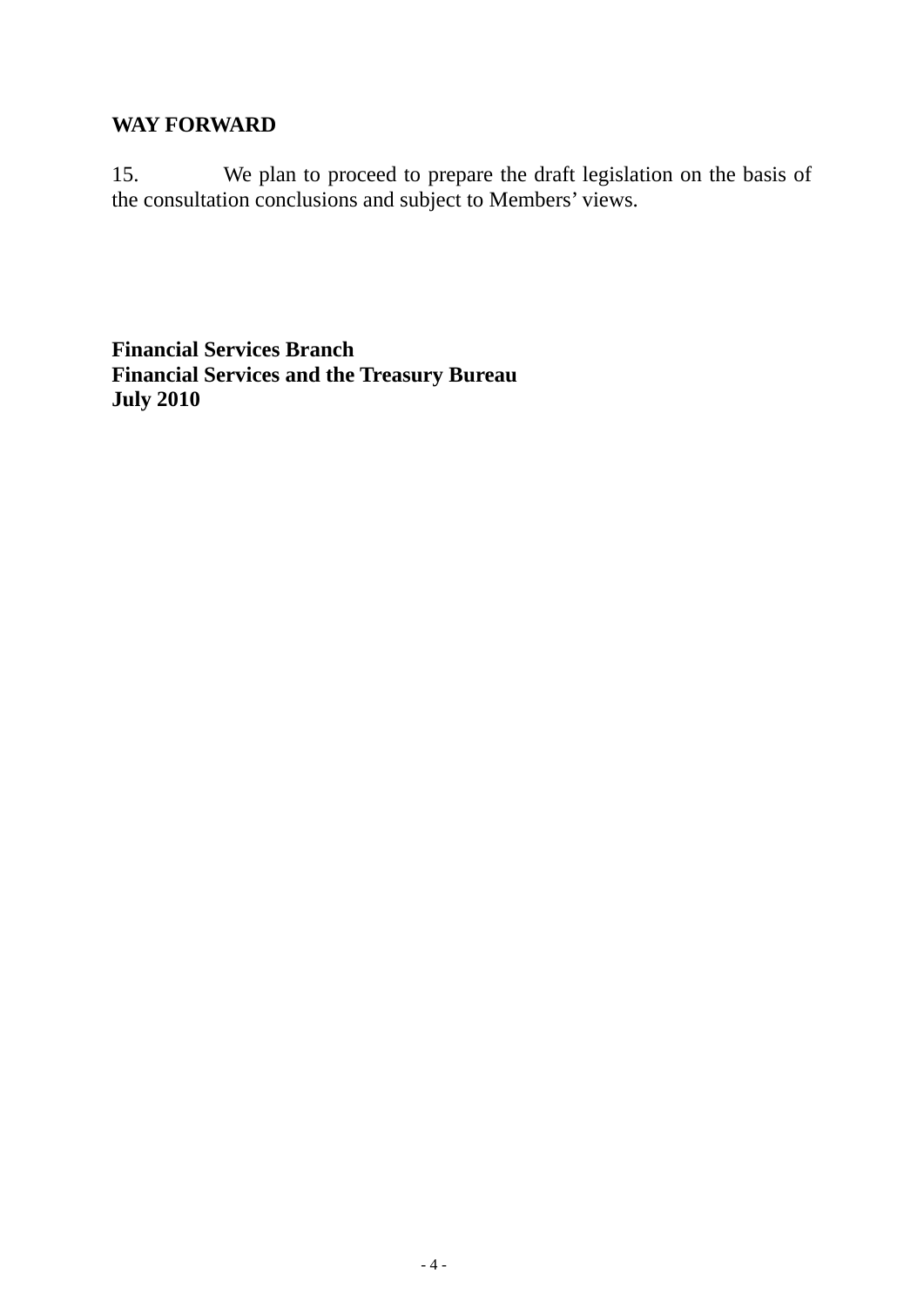## WAY FORWARD

15. We plan to proceed to prepare the draft legislation on the basis of the consultation conclusions and subject to Members' views.

**Financial Services Branch**  
**Financial Services and the Treasury Bureau**  
**July 2010**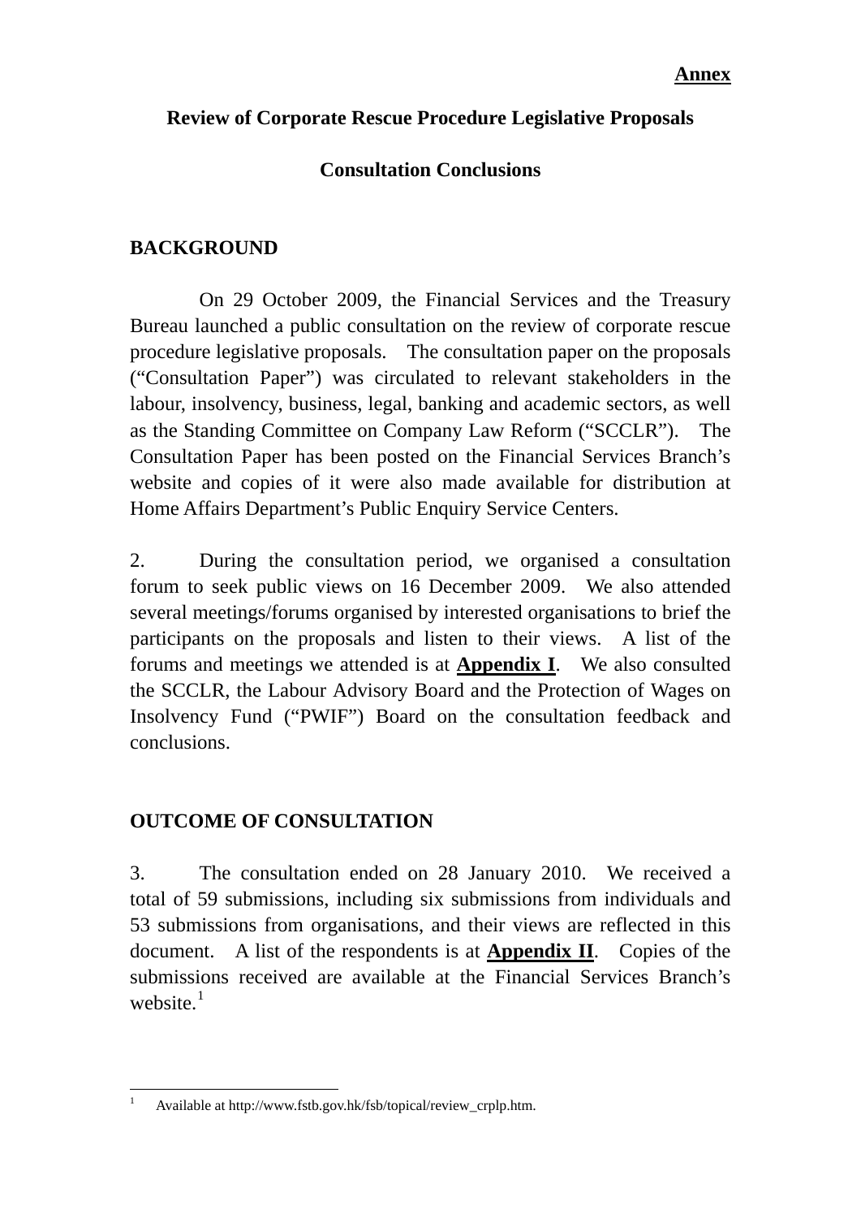**Annex**

**Review of Corporate Rescue Procedure Legislative Proposals**

**Consultation Conclusions**

## BACKGROUND

On 29 October 2009, the Financial Services and the Treasury Bureau launched a public consultation on the review of corporate rescue procedure legislative proposals. The consultation paper on the proposals ("Consultation Paper") was circulated to relevant stakeholders in the labour, insolvency, business, legal, banking and academic sectors, as well as the Standing Committee on Company Law Reform ("SCCLR"). The Consultation Paper has been posted on the Financial Services Branch's website and copies of it were also made available for distribution at Home Affairs Department's Public Enquiry Service Centers.

2. During the consultation period, we organised a consultation forum to seek public views on 16 December 2009. We also attended several meetings/forums organised by interested organisations to brief the participants on the proposals and listen to their views. A list of the forums and meetings we attended is at **Appendix I**. We also consulted the SCCLR, the Labour Advisory Board and the Protection of Wages on Insolvency Fund ("PWIF") Board on the consultation feedback and conclusions.

## OUTCOME OF CONSULTATION

3. The consultation ended on 28 January 2010. We received a total of 59 submissions, including six submissions from individuals and 53 submissions from organisations, and their views are reflected in this document. A list of the respondents is at **Appendix II**. Copies of the submissions received are available at the Financial Services Branch's website.[1]

---

[1] Available at http://www.fstb.gov.hk/fsb/topical/review_crplp.htm.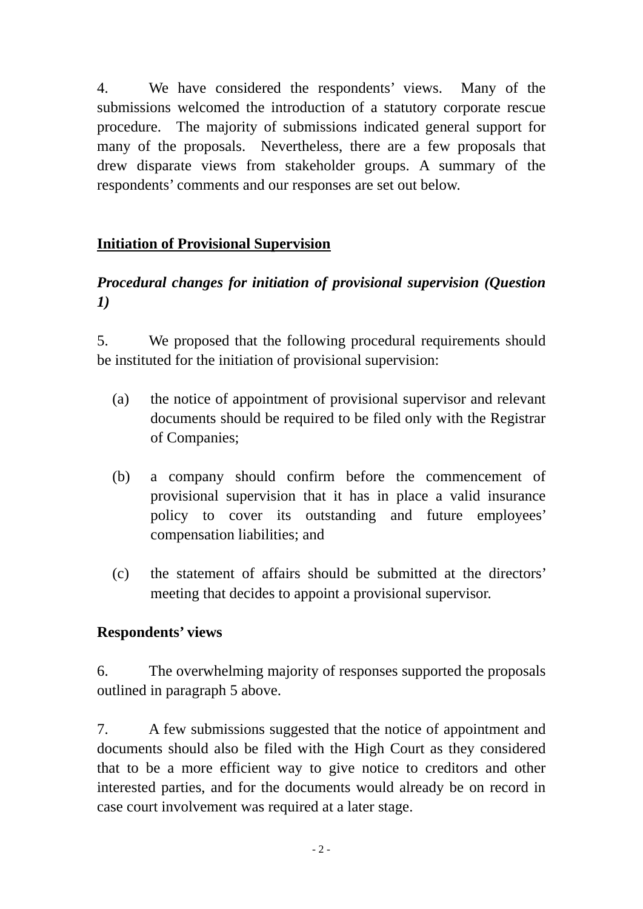4. We have considered the respondents' views. Many of the submissions welcomed the introduction of a statutory corporate rescue procedure. The majority of submissions indicated general support for many of the proposals. Nevertheless, there are a few proposals that drew disparate views from stakeholder groups. A summary of the respondents' comments and our responses are set out below.

## <u>Initiation of Provisional Supervision</u>

### *Procedural changes for initiation of provisional supervision (Question 1)*

5. We proposed that the following procedural requirements should be instituted for the initiation of provisional supervision:

(a) the notice of appointment of provisional supervisor and relevant documents should be required to be filed only with the Registrar of Companies;

(b) a company should confirm before the commencement of provisional supervision that it has in place a valid insurance policy to cover its outstanding and future employees' compensation liabilities; and

(c) the statement of affairs should be submitted at the directors' meeting that decides to appoint a provisional supervisor.

**Respondents' views**

6. The overwhelming majority of responses supported the proposals outlined in paragraph 5 above.

7. A few submissions suggested that the notice of appointment and documents should also be filed with the High Court as they considered that to be a more efficient way to give notice to creditors and other interested parties, and for the documents would already be on record in case court involvement was required at a later stage.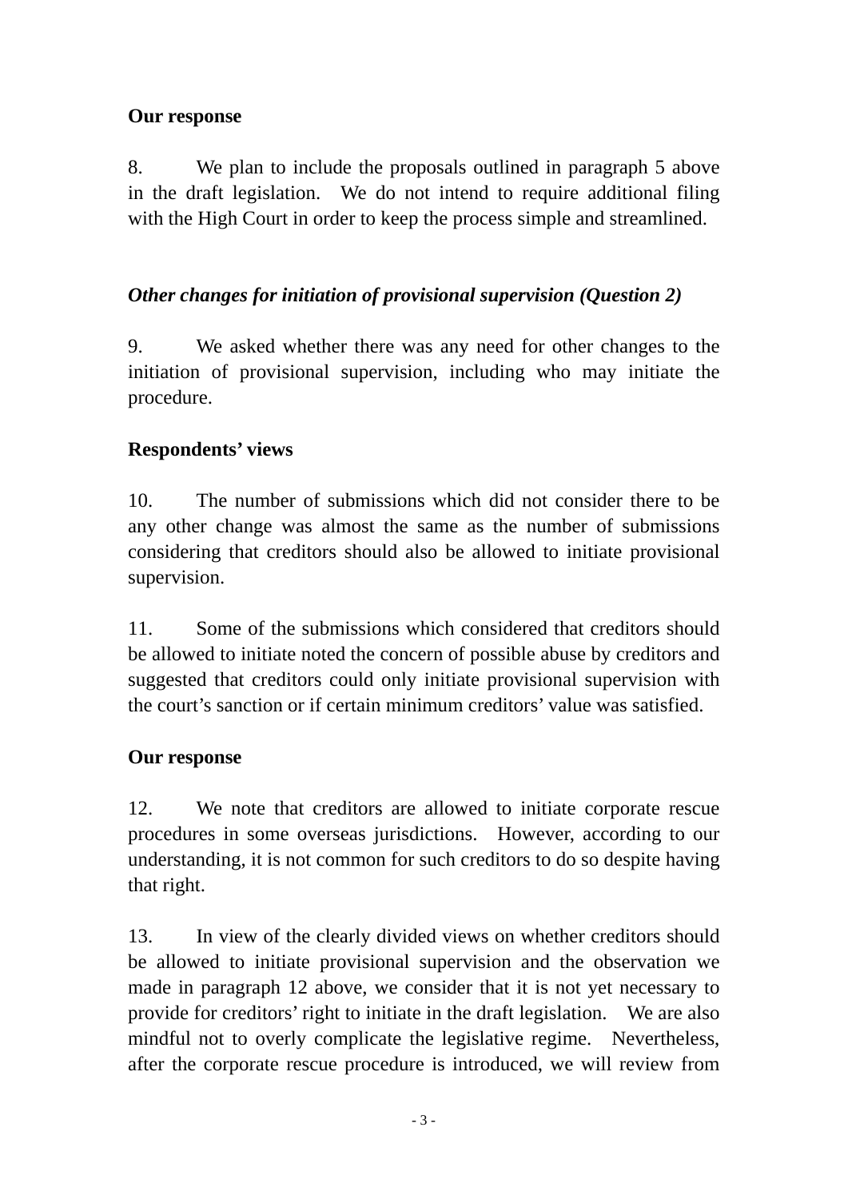**Our response**

8. We plan to include the proposals outlined in paragraph 5 above in the draft legislation. We do not intend to require additional filing with the High Court in order to keep the process simple and streamlined.

***Other changes for initiation of provisional supervision (Question 2)***

9. We asked whether there was any need for other changes to the initiation of provisional supervision, including who may initiate the procedure.

**Respondents' views**

10. The number of submissions which did not consider there to be any other change was almost the same as the number of submissions considering that creditors should also be allowed to initiate provisional supervision.

11. Some of the submissions which considered that creditors should be allowed to initiate noted the concern of possible abuse by creditors and suggested that creditors could only initiate provisional supervision with the court's sanction or if certain minimum creditors' value was satisfied.

**Our response**

12. We note that creditors are allowed to initiate corporate rescue procedures in some overseas jurisdictions. However, according to our understanding, it is not common for such creditors to do so despite having that right.

13. In view of the clearly divided views on whether creditors should be allowed to initiate provisional supervision and the observation we made in paragraph 12 above, we consider that it is not yet necessary to provide for creditors' right to initiate in the draft legislation. We are also mindful not to overly complicate the legislative regime. Nevertheless, after the corporate rescue procedure is introduced, we will review from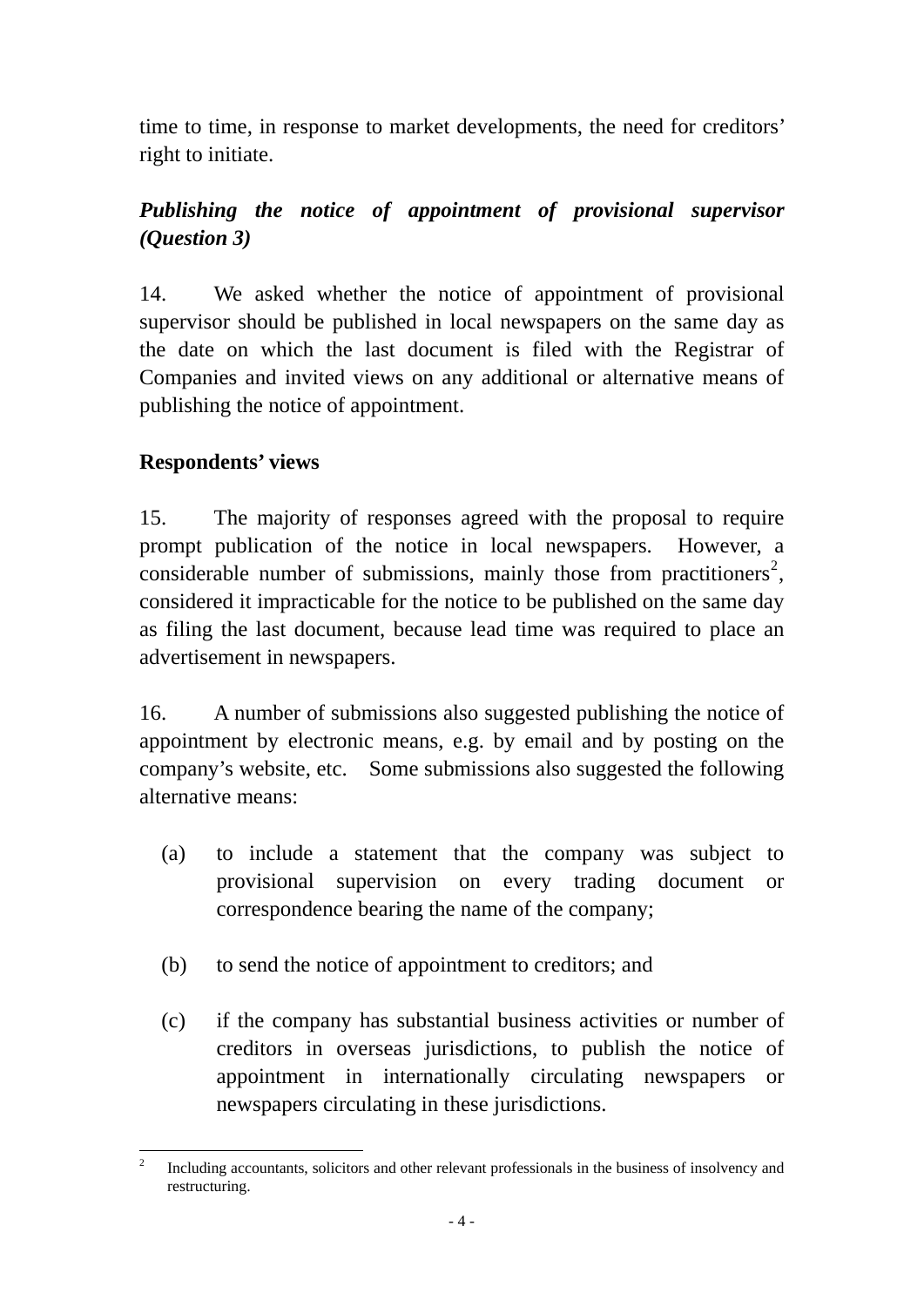time to time, in response to market developments, the need for creditors' right to initiate.

***Publishing the notice of appointment of provisional supervisor (Question 3)***

14. We asked whether the notice of appointment of provisional supervisor should be published in local newspapers on the same day as the date on which the last document is filed with the Registrar of Companies and invited views on any additional or alternative means of publishing the notice of appointment.

**Respondents' views**

15. The majority of responses agreed with the proposal to require prompt publication of the notice in local newspapers. However, a considerable number of submissions, mainly those from practitioners[2], considered it impracticable for the notice to be published on the same day as filing the last document, because lead time was required to place an advertisement in newspapers.

16. A number of submissions also suggested publishing the notice of appointment by electronic means, e.g. by email and by posting on the company's website, etc. Some submissions also suggested the following alternative means:

(a) to include a statement that the company was subject to provisional supervision on every trading document or correspondence bearing the name of the company;

(b) to send the notice of appointment to creditors; and

(c) if the company has substantial business activities or number of creditors in overseas jurisdictions, to publish the notice of appointment in internationally circulating newspapers or newspapers circulating in these jurisdictions.

---

[2] Including accountants, solicitors and other relevant professionals in the business of insolvency and restructuring.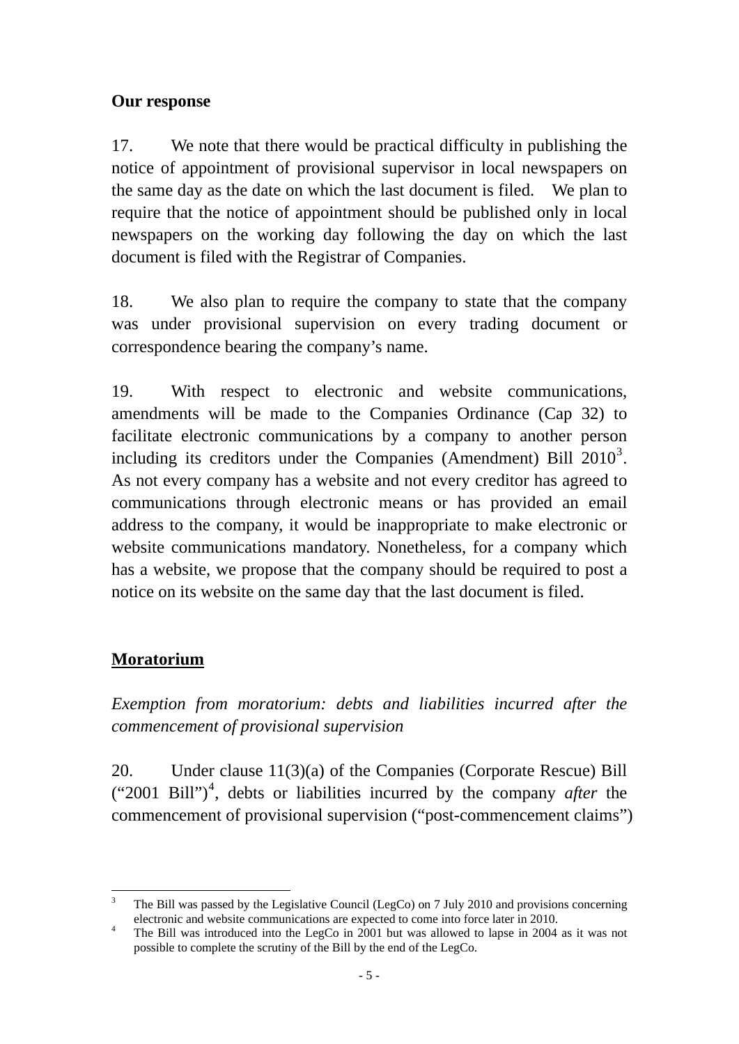**Our response**

17. We note that there would be practical difficulty in publishing the notice of appointment of provisional supervisor in local newspapers on the same day as the date on which the last document is filed. We plan to require that the notice of appointment should be published only in local newspapers on the working day following the day on which the last document is filed with the Registrar of Companies.

18. We also plan to require the company to state that the company was under provisional supervision on every trading document or correspondence bearing the company's name.

19. With respect to electronic and website communications, amendments will be made to the Companies Ordinance (Cap 32) to facilitate electronic communications by a company to another person including its creditors under the Companies (Amendment) Bill 2010[3]. As not every company has a website and not every creditor has agreed to communications through electronic means or has provided an email address to the company, it would be inappropriate to make electronic or website communications mandatory. Nonetheless, for a company which has a website, we propose that the company should be required to post a notice on its website on the same day that the last document is filed.

## Moratorium

*Exemption from moratorium: debts and liabilities incurred after the commencement of provisional supervision*

20. Under clause 11(3)(a) of the Companies (Corporate Rescue) Bill ("2001 Bill")[4], debts or liabilities incurred by the company *after* the commencement of provisional supervision ("post-commencement claims")

---

[3] The Bill was passed by the Legislative Council (LegCo) on 7 July 2010 and provisions concerning electronic and website communications are expected to come into force later in 2010.

[4] The Bill was introduced into the LegCo in 2001 but was allowed to lapse in 2004 as it was not possible to complete the scrutiny of the Bill by the end of the LegCo.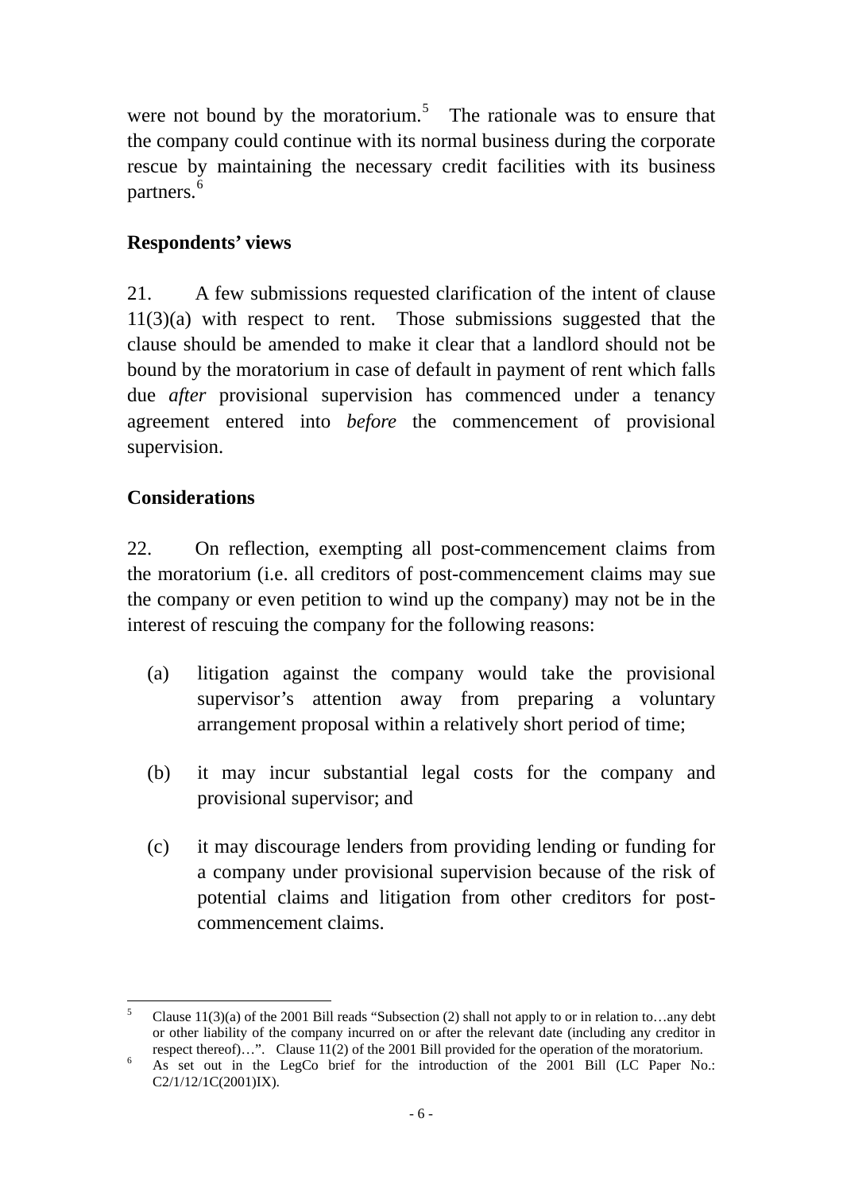were not bound by the moratorium.[5] The rationale was to ensure that the company could continue with its normal business during the corporate rescue by maintaining the necessary credit facilities with its business partners.[6]

### Respondents' views

21. A few submissions requested clarification of the intent of clause 11(3)(a) with respect to rent. Those submissions suggested that the clause should be amended to make it clear that a landlord should not be bound by the moratorium in case of default in payment of rent which falls due *after* provisional supervision has commenced under a tenancy agreement entered into *before* the commencement of provisional supervision.

### Considerations

22. On reflection, exempting all post-commencement claims from the moratorium (i.e. all creditors of post-commencement claims may sue the company or even petition to wind up the company) may not be in the interest of rescuing the company for the following reasons:

(a) litigation against the company would take the provisional supervisor's attention away from preparing a voluntary arrangement proposal within a relatively short period of time;

(b) it may incur substantial legal costs for the company and provisional supervisor; and

(c) it may discourage lenders from providing lending or funding for a company under provisional supervision because of the risk of potential claims and litigation from other creditors for post-commencement claims.

---

[5] Clause 11(3)(a) of the 2001 Bill reads "Subsection (2) shall not apply to or in relation to…any debt or other liability of the company incurred on or after the relevant date (including any creditor in respect thereof)…". Clause 11(2) of the 2001 Bill provided for the operation of the moratorium.

[6] As set out in the LegCo brief for the introduction of the 2001 Bill (LC Paper No.: C2/1/12/1C(2001)IX).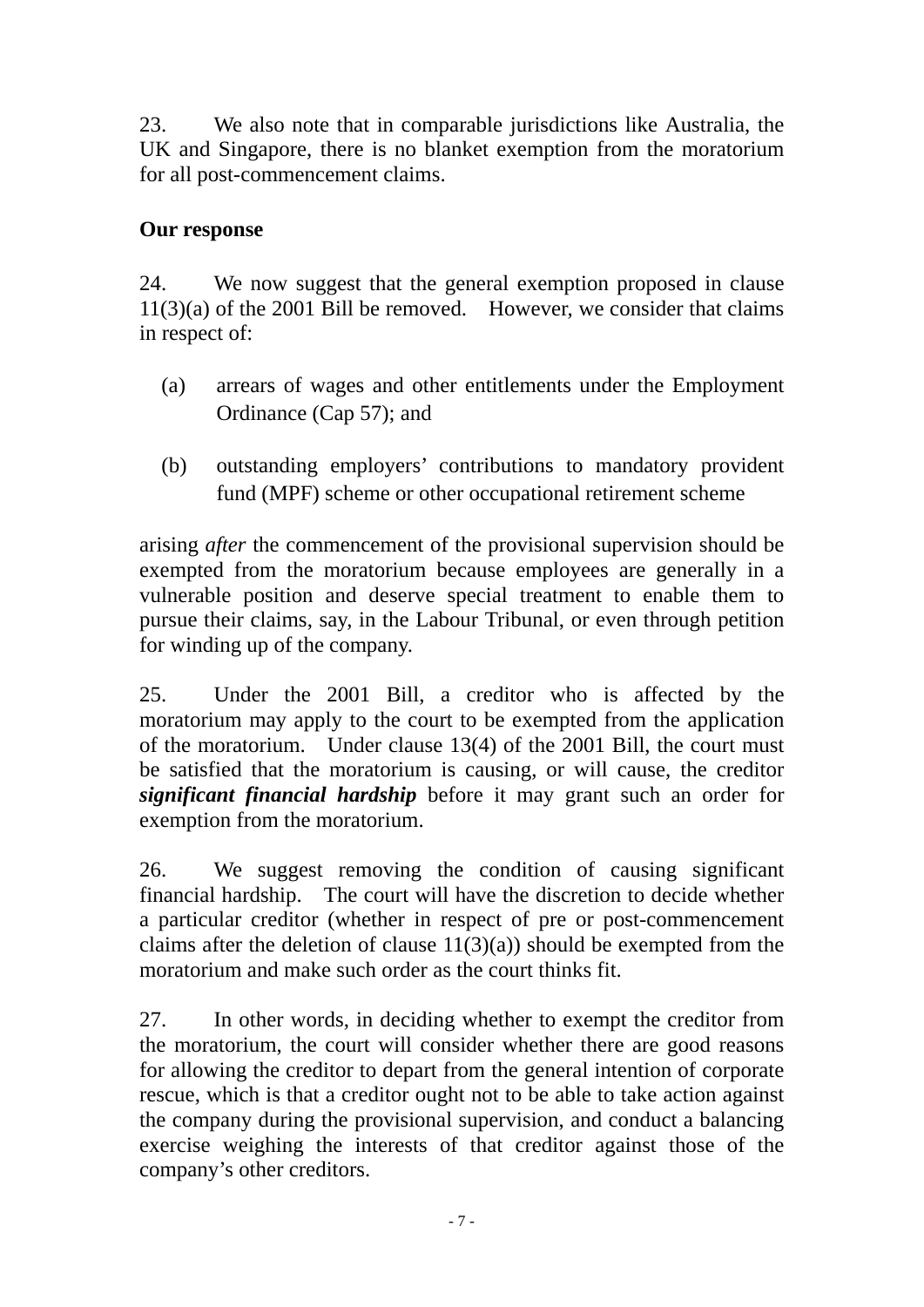23. We also note that in comparable jurisdictions like Australia, the UK and Singapore, there is no blanket exemption from the moratorium for all post-commencement claims.

**Our response**

24. We now suggest that the general exemption proposed in clause 11(3)(a) of the 2001 Bill be removed. However, we consider that claims in respect of:

(a) arrears of wages and other entitlements under the Employment Ordinance (Cap 57); and

(b) outstanding employers' contributions to mandatory provident fund (MPF) scheme or other occupational retirement scheme

arising *after* the commencement of the provisional supervision should be exempted from the moratorium because employees are generally in a vulnerable position and deserve special treatment to enable them to pursue their claims, say, in the Labour Tribunal, or even through petition for winding up of the company.

25. Under the 2001 Bill, a creditor who is affected by the moratorium may apply to the court to be exempted from the application of the moratorium. Under clause 13(4) of the 2001 Bill, the court must be satisfied that the moratorium is causing, or will cause, the creditor ***significant financial hardship*** before it may grant such an order for exemption from the moratorium.

26. We suggest removing the condition of causing significant financial hardship. The court will have the discretion to decide whether a particular creditor (whether in respect of pre or post-commencement claims after the deletion of clause 11(3)(a)) should be exempted from the moratorium and make such order as the court thinks fit.

27. In other words, in deciding whether to exempt the creditor from the moratorium, the court will consider whether there are good reasons for allowing the creditor to depart from the general intention of corporate rescue, which is that a creditor ought not to be able to take action against the company during the provisional supervision, and conduct a balancing exercise weighing the interests of that creditor against those of the company's other creditors.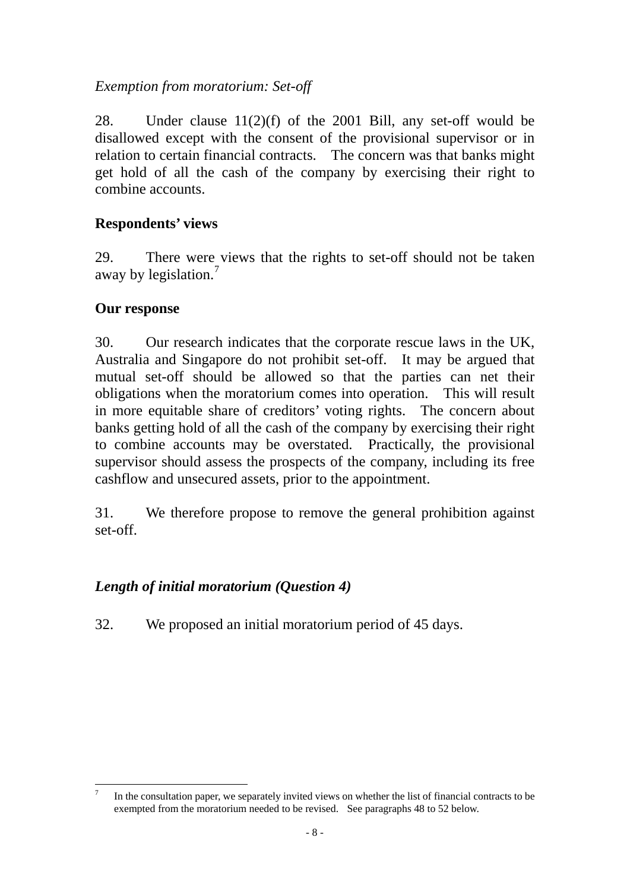*Exemption from moratorium: Set-off*

28. Under clause 11(2)(f) of the 2001 Bill, any set-off would be disallowed except with the consent of the provisional supervisor or in relation to certain financial contracts. The concern was that banks might get hold of all the cash of the company by exercising their right to combine accounts.

**Respondents' views**

29. There were views that the rights to set-off should not be taken away by legislation.[7]

**Our response**

30. Our research indicates that the corporate rescue laws in the UK, Australia and Singapore do not prohibit set-off. It may be argued that mutual set-off should be allowed so that the parties can net their obligations when the moratorium comes into operation. This will result in more equitable share of creditors' voting rights. The concern about banks getting hold of all the cash of the company by exercising their right to combine accounts may be overstated. Practically, the provisional supervisor should assess the prospects of the company, including its free cashflow and unsecured assets, prior to the appointment.

31. We therefore propose to remove the general prohibition against set-off.

***Length of initial moratorium (Question 4)***

32. We proposed an initial moratorium period of 45 days.

---

[7] In the consultation paper, we separately invited views on whether the list of financial contracts to be exempted from the moratorium needed to be revised. See paragraphs 48 to 52 below.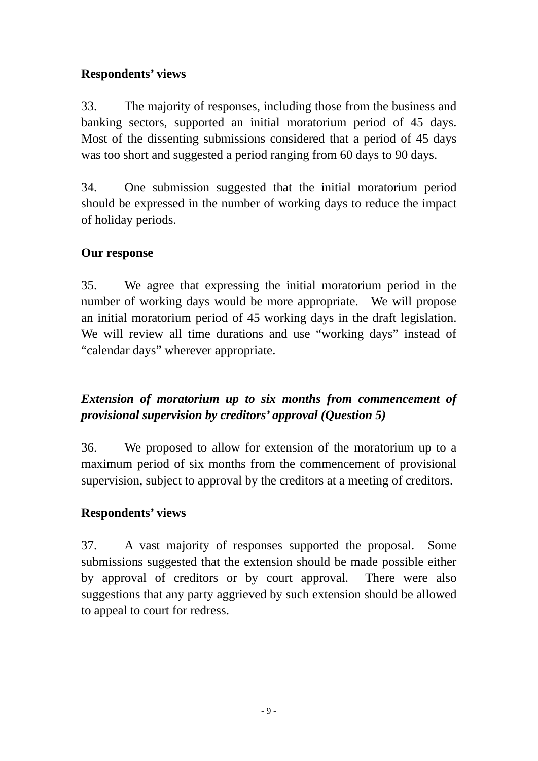**Respondents' views**

33. The majority of responses, including those from the business and banking sectors, supported an initial moratorium period of 45 days. Most of the dissenting submissions considered that a period of 45 days was too short and suggested a period ranging from 60 days to 90 days.

34. One submission suggested that the initial moratorium period should be expressed in the number of working days to reduce the impact of holiday periods.

**Our response**

35. We agree that expressing the initial moratorium period in the number of working days would be more appropriate. We will propose an initial moratorium period of 45 working days in the draft legislation. We will review all time durations and use "working days" instead of "calendar days" wherever appropriate.

***Extension of moratorium up to six months from commencement of provisional supervision by creditors' approval (Question 5)***

36. We proposed to allow for extension of the moratorium up to a maximum period of six months from the commencement of provisional supervision, subject to approval by the creditors at a meeting of creditors.

**Respondents' views**

37. A vast majority of responses supported the proposal. Some submissions suggested that the extension should be made possible either by approval of creditors or by court approval. There were also suggestions that any party aggrieved by such extension should be allowed to appeal to court for redress.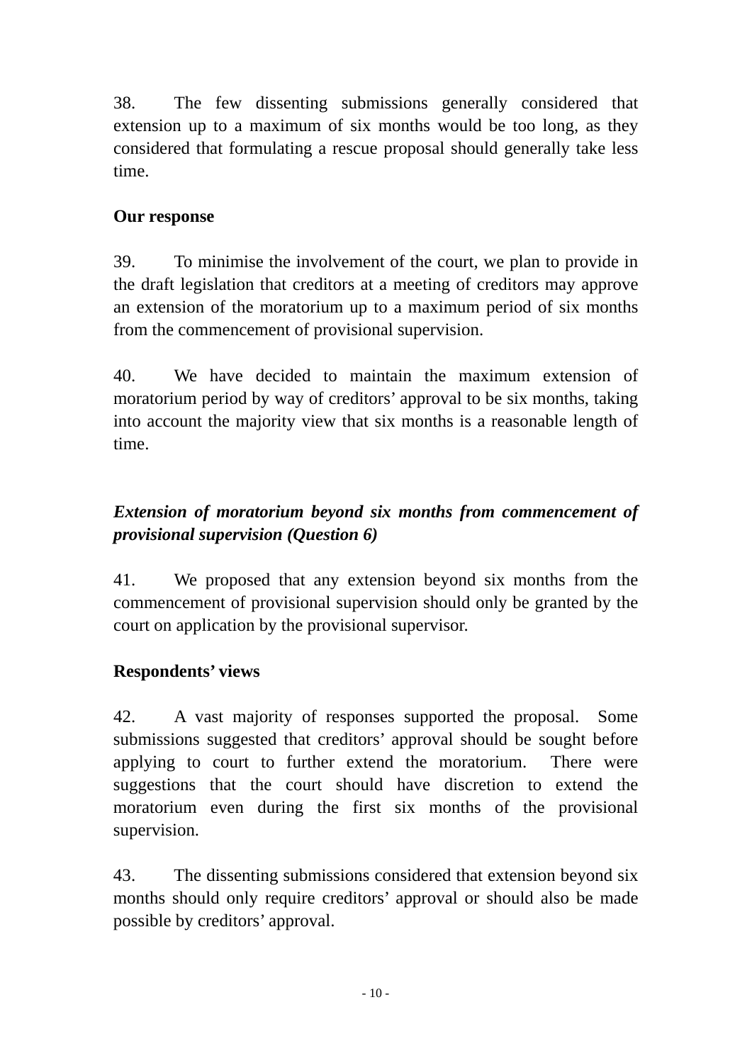38. The few dissenting submissions generally considered that extension up to a maximum of six months would be too long, as they considered that formulating a rescue proposal should generally take less time.

**Our response**

39. To minimise the involvement of the court, we plan to provide in the draft legislation that creditors at a meeting of creditors may approve an extension of the moratorium up to a maximum period of six months from the commencement of provisional supervision.

40. We have decided to maintain the maximum extension of moratorium period by way of creditors' approval to be six months, taking into account the majority view that six months is a reasonable length of time.

***Extension of moratorium beyond six months from commencement of provisional supervision (Question 6)***

41. We proposed that any extension beyond six months from the commencement of provisional supervision should only be granted by the court on application by the provisional supervisor.

**Respondents' views**

42. A vast majority of responses supported the proposal. Some submissions suggested that creditors' approval should be sought before applying to court to further extend the moratorium. There were suggestions that the court should have discretion to extend the moratorium even during the first six months of the provisional supervision.

43. The dissenting submissions considered that extension beyond six months should only require creditors' approval or should also be made possible by creditors' approval.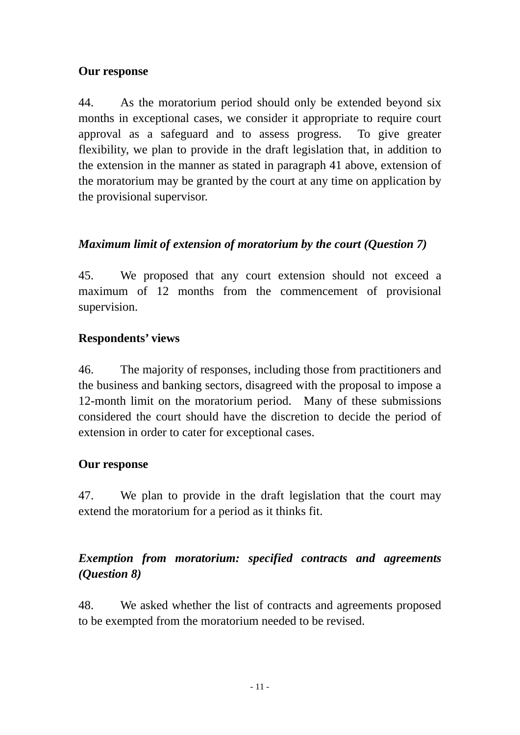**Our response**

44. As the moratorium period should only be extended beyond six months in exceptional cases, we consider it appropriate to require court approval as a safeguard and to assess progress. To give greater flexibility, we plan to provide in the draft legislation that, in addition to the extension in the manner as stated in paragraph 41 above, extension of the moratorium may be granted by the court at any time on application by the provisional supervisor.

***Maximum limit of extension of moratorium by the court (Question 7)***

45. We proposed that any court extension should not exceed a maximum of 12 months from the commencement of provisional supervision.

**Respondents' views**

46. The majority of responses, including those from practitioners and the business and banking sectors, disagreed with the proposal to impose a 12-month limit on the moratorium period. Many of these submissions considered the court should have the discretion to decide the period of extension in order to cater for exceptional cases.

**Our response**

47. We plan to provide in the draft legislation that the court may extend the moratorium for a period as it thinks fit.

***Exemption from moratorium: specified contracts and agreements (Question 8)***

48. We asked whether the list of contracts and agreements proposed to be exempted from the moratorium needed to be revised.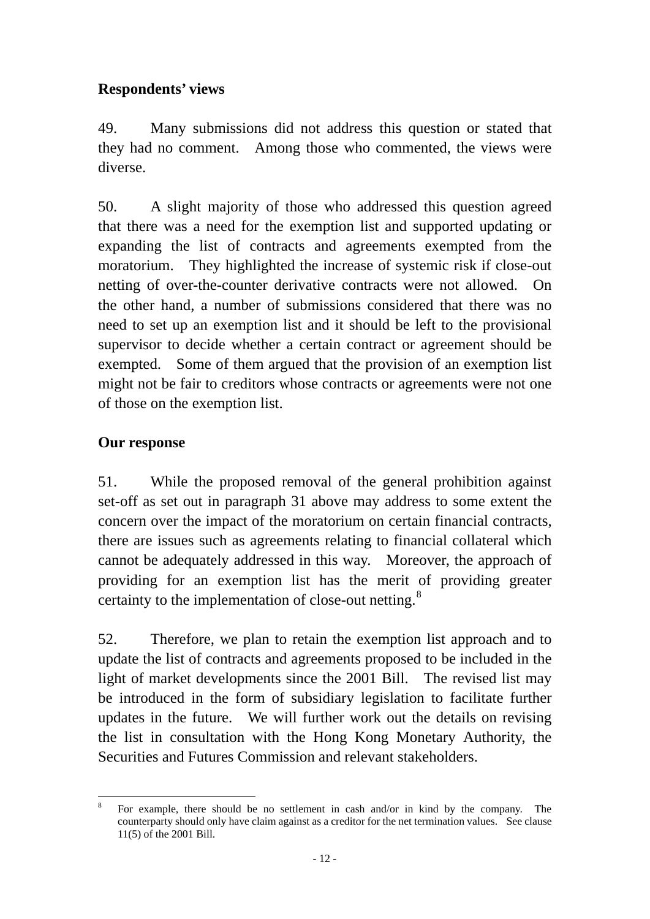**Respondents' views**

49. Many submissions did not address this question or stated that they had no comment. Among those who commented, the views were diverse.

50. A slight majority of those who addressed this question agreed that there was a need for the exemption list and supported updating or expanding the list of contracts and agreements exempted from the moratorium. They highlighted the increase of systemic risk if close-out netting of over-the-counter derivative contracts were not allowed. On the other hand, a number of submissions considered that there was no need to set up an exemption list and it should be left to the provisional supervisor to decide whether a certain contract or agreement should be exempted. Some of them argued that the provision of an exemption list might not be fair to creditors whose contracts or agreements were not one of those on the exemption list.

**Our response**

51. While the proposed removal of the general prohibition against set-off as set out in paragraph 31 above may address to some extent the concern over the impact of the moratorium on certain financial contracts, there are issues such as agreements relating to financial collateral which cannot be adequately addressed in this way. Moreover, the approach of providing for an exemption list has the merit of providing greater certainty to the implementation of close-out netting.[8]

52. Therefore, we plan to retain the exemption list approach and to update the list of contracts and agreements proposed to be included in the light of market developments since the 2001 Bill. The revised list may be introduced in the form of subsidiary legislation to facilitate further updates in the future. We will further work out the details on revising the list in consultation with the Hong Kong Monetary Authority, the Securities and Futures Commission and relevant stakeholders.

---

[8] For example, there should be no settlement in cash and/or in kind by the company. The counterparty should only have claim against as a creditor for the net termination values. See clause 11(5) of the 2001 Bill.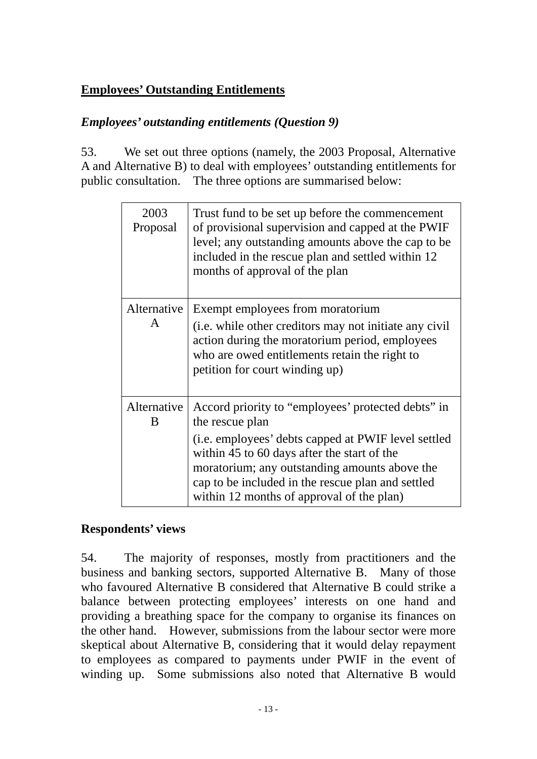## Employees' Outstanding Entitlements

### *Employees' outstanding entitlements (Question 9)*

53. We set out three options (namely, the 2003 Proposal, Alternative A and Alternative B) to deal with employees' outstanding entitlements for public consultation. The three options are summarised below:

| | |
|---|---|
| 2003 Proposal | Trust fund to be set up before the commencement of provisional supervision and capped at the PWIF level; any outstanding amounts above the cap to be included in the rescue plan and settled within 12 months of approval of the plan |
| Alternative A | Exempt employees from moratorium<br>(i.e. while other creditors may not initiate any civil action during the moratorium period, employees who are owed entitlements retain the right to petition for court winding up) |
| Alternative B | Accord priority to "employees' protected debts" in the rescue plan<br>(i.e. employees' debts capped at PWIF level settled within 45 to 60 days after the start of the moratorium; any outstanding amounts above the cap to be included in the rescue plan and settled within 12 months of approval of the plan) |

**Respondents' views**

54. The majority of responses, mostly from practitioners and the business and banking sectors, supported Alternative B. Many of those who favoured Alternative B considered that Alternative B could strike a balance between protecting employees' interests on one hand and providing a breathing space for the company to organise its finances on the other hand. However, submissions from the labour sector were more skeptical about Alternative B, considering that it would delay repayment to employees as compared to payments under PWIF in the event of winding up. Some submissions also noted that Alternative B would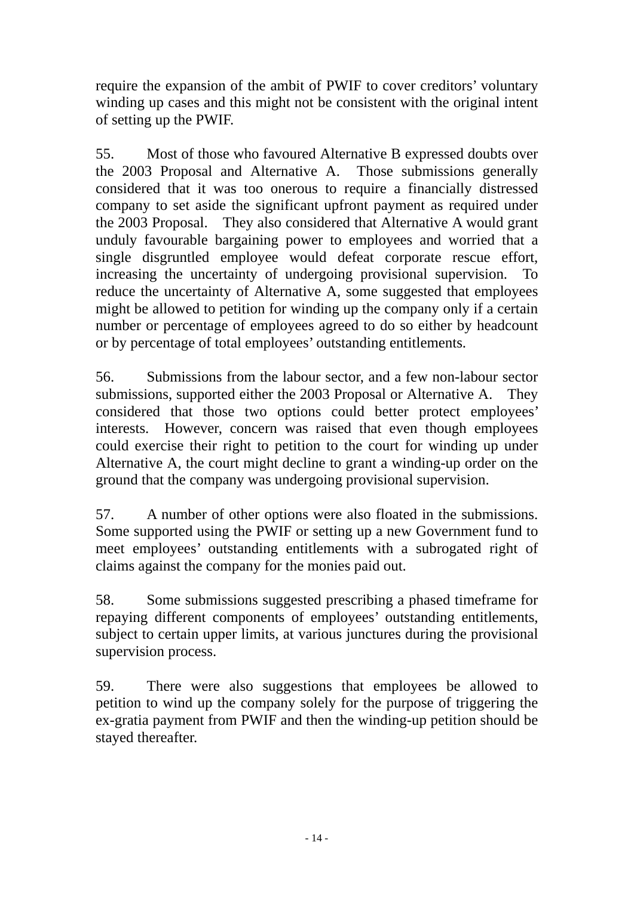require the expansion of the ambit of PWIF to cover creditors' voluntary winding up cases and this might not be consistent with the original intent of setting up the PWIF.

55. Most of those who favoured Alternative B expressed doubts over the 2003 Proposal and Alternative A. Those submissions generally considered that it was too onerous to require a financially distressed company to set aside the significant upfront payment as required under the 2003 Proposal. They also considered that Alternative A would grant unduly favourable bargaining power to employees and worried that a single disgruntled employee would defeat corporate rescue effort, increasing the uncertainty of undergoing provisional supervision. To reduce the uncertainty of Alternative A, some suggested that employees might be allowed to petition for winding up the company only if a certain number or percentage of employees agreed to do so either by headcount or by percentage of total employees' outstanding entitlements.

56. Submissions from the labour sector, and a few non-labour sector submissions, supported either the 2003 Proposal or Alternative A. They considered that those two options could better protect employees' interests. However, concern was raised that even though employees could exercise their right to petition to the court for winding up under Alternative A, the court might decline to grant a winding-up order on the ground that the company was undergoing provisional supervision.

57. A number of other options were also floated in the submissions. Some supported using the PWIF or setting up a new Government fund to meet employees' outstanding entitlements with a subrogated right of claims against the company for the monies paid out.

58. Some submissions suggested prescribing a phased timeframe for repaying different components of employees' outstanding entitlements, subject to certain upper limits, at various junctures during the provisional supervision process.

59. There were also suggestions that employees be allowed to petition to wind up the company solely for the purpose of triggering the ex-gratia payment from PWIF and then the winding-up petition should be stayed thereafter.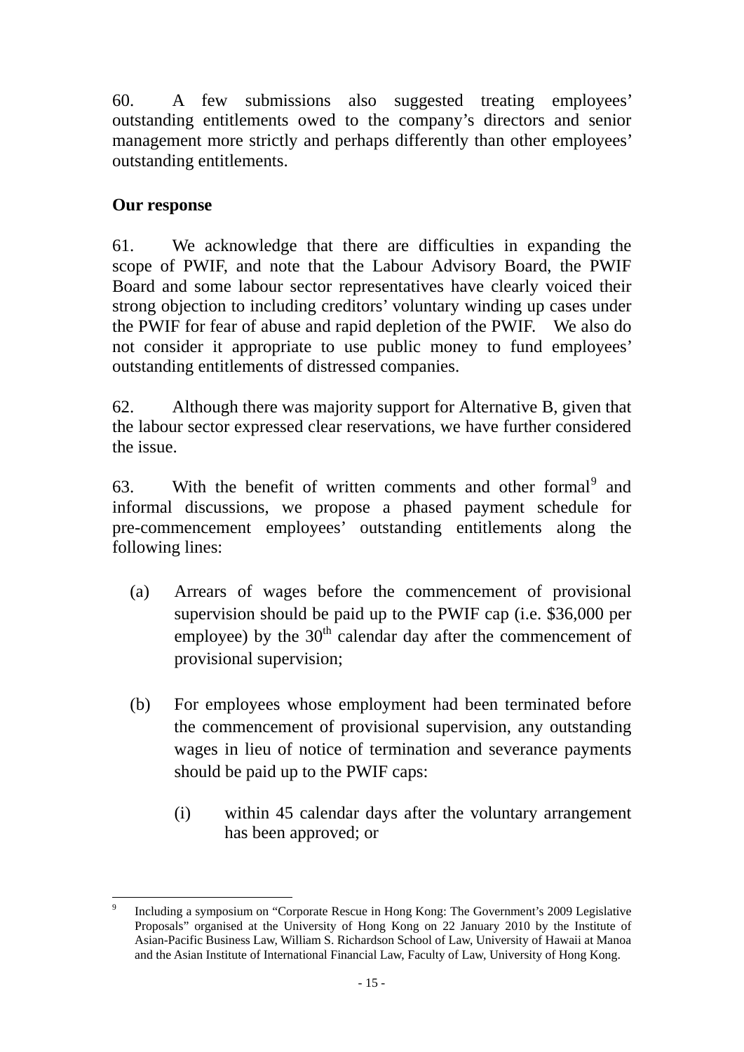60. A few submissions also suggested treating employees' outstanding entitlements owed to the company's directors and senior management more strictly and perhaps differently than other employees' outstanding entitlements.

**Our response**

61. We acknowledge that there are difficulties in expanding the scope of PWIF, and note that the Labour Advisory Board, the PWIF Board and some labour sector representatives have clearly voiced their strong objection to including creditors' voluntary winding up cases under the PWIF for fear of abuse and rapid depletion of the PWIF. We also do not consider it appropriate to use public money to fund employees' outstanding entitlements of distressed companies.

62. Although there was majority support for Alternative B, given that the labour sector expressed clear reservations, we have further considered the issue.

63. With the benefit of written comments and other formal[9] and informal discussions, we propose a phased payment schedule for pre-commencement employees' outstanding entitlements along the following lines:

(a) Arrears of wages before the commencement of provisional supervision should be paid up to the PWIF cap (i.e. $36,000 per employee) by the 30th calendar day after the commencement of provisional supervision;

(b) For employees whose employment had been terminated before the commencement of provisional supervision, any outstanding wages in lieu of notice of termination and severance payments should be paid up to the PWIF caps:

  (i) within 45 calendar days after the voluntary arrangement has been approved; or

---

[9] Including a symposium on "Corporate Rescue in Hong Kong: The Government's 2009 Legislative Proposals" organised at the University of Hong Kong on 22 January 2010 by the Institute of Asian-Pacific Business Law, William S. Richardson School of Law, University of Hawaii at Manoa and the Asian Institute of International Financial Law, Faculty of Law, University of Hong Kong.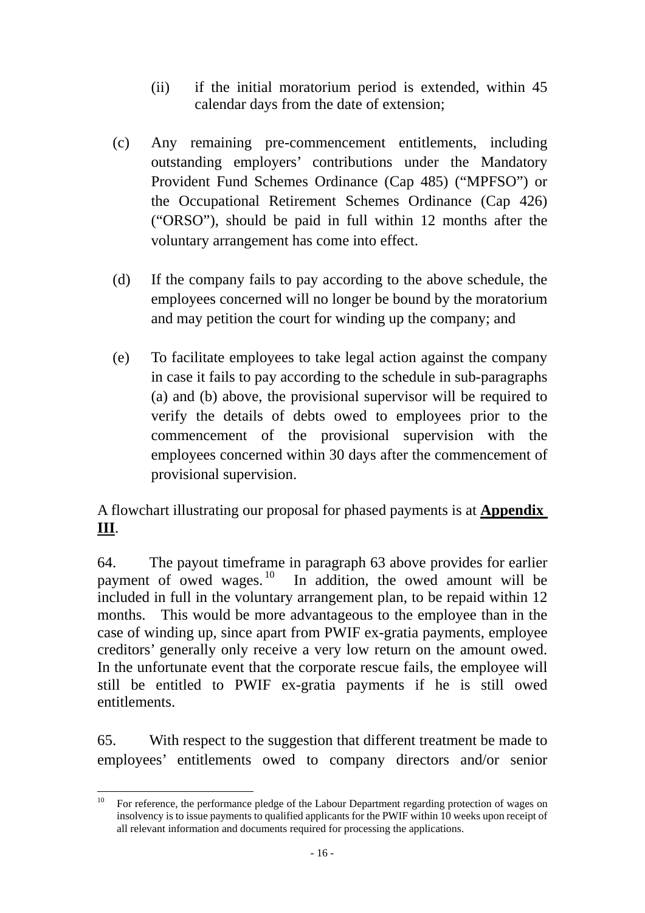(ii) if the initial moratorium period is extended, within 45 calendar days from the date of extension;

(c) Any remaining pre-commencement entitlements, including outstanding employers' contributions under the Mandatory Provident Fund Schemes Ordinance (Cap 485) ("MPFSO") or the Occupational Retirement Schemes Ordinance (Cap 426) ("ORSO"), should be paid in full within 12 months after the voluntary arrangement has come into effect.

(d) If the company fails to pay according to the above schedule, the employees concerned will no longer be bound by the moratorium and may petition the court for winding up the company; and

(e) To facilitate employees to take legal action against the company in case it fails to pay according to the schedule in sub-paragraphs (a) and (b) above, the provisional supervisor will be required to verify the details of debts owed to employees prior to the commencement of the provisional supervision with the employees concerned within 30 days after the commencement of provisional supervision.

A flowchart illustrating our proposal for phased payments is at **Appendix III**.

64. The payout timeframe in paragraph 63 above provides for earlier payment of owed wages.[10] In addition, the owed amount will be included in full in the voluntary arrangement plan, to be repaid within 12 months. This would be more advantageous to the employee than in the case of winding up, since apart from PWIF ex-gratia payments, employee creditors' generally only receive a very low return on the amount owed. In the unfortunate event that the corporate rescue fails, the employee will still be entitled to PWIF ex-gratia payments if he is still owed entitlements.

65. With respect to the suggestion that different treatment be made to employees' entitlements owed to company directors and/or senior

---

[10] For reference, the performance pledge of the Labour Department regarding protection of wages on insolvency is to issue payments to qualified applicants for the PWIF within 10 weeks upon receipt of all relevant information and documents required for processing the applications.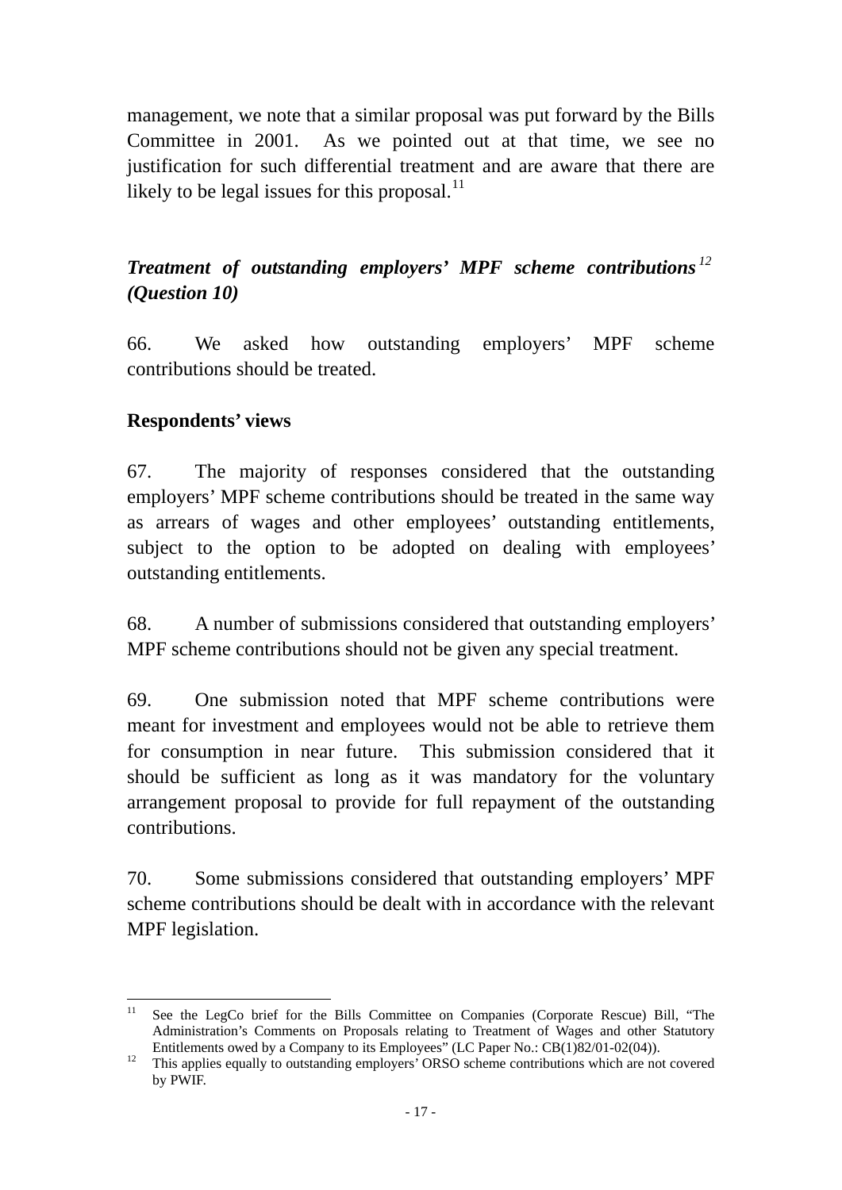management, we note that a similar proposal was put forward by the Bills Committee in 2001. As we pointed out at that time, we see no justification for such differential treatment and are aware that there are likely to be legal issues for this proposal.[11]

***Treatment of outstanding employers' MPF scheme contributions[12] (Question 10)***

66. We asked how outstanding employers' MPF scheme contributions should be treated.

**Respondents' views**

67. The majority of responses considered that the outstanding employers' MPF scheme contributions should be treated in the same way as arrears of wages and other employees' outstanding entitlements, subject to the option to be adopted on dealing with employees' outstanding entitlements.

68. A number of submissions considered that outstanding employers' MPF scheme contributions should not be given any special treatment.

69. One submission noted that MPF scheme contributions were meant for investment and employees would not be able to retrieve them for consumption in near future. This submission considered that it should be sufficient as long as it was mandatory for the voluntary arrangement proposal to provide for full repayment of the outstanding contributions.

70. Some submissions considered that outstanding employers' MPF scheme contributions should be dealt with in accordance with the relevant MPF legislation.

---

[11] See the LegCo brief for the Bills Committee on Companies (Corporate Rescue) Bill, "The Administration's Comments on Proposals relating to Treatment of Wages and other Statutory Entitlements owed by a Company to its Employees" (LC Paper No.: CB(1)82/01-02(04)).

[12] This applies equally to outstanding employers' ORSO scheme contributions which are not covered by PWIF.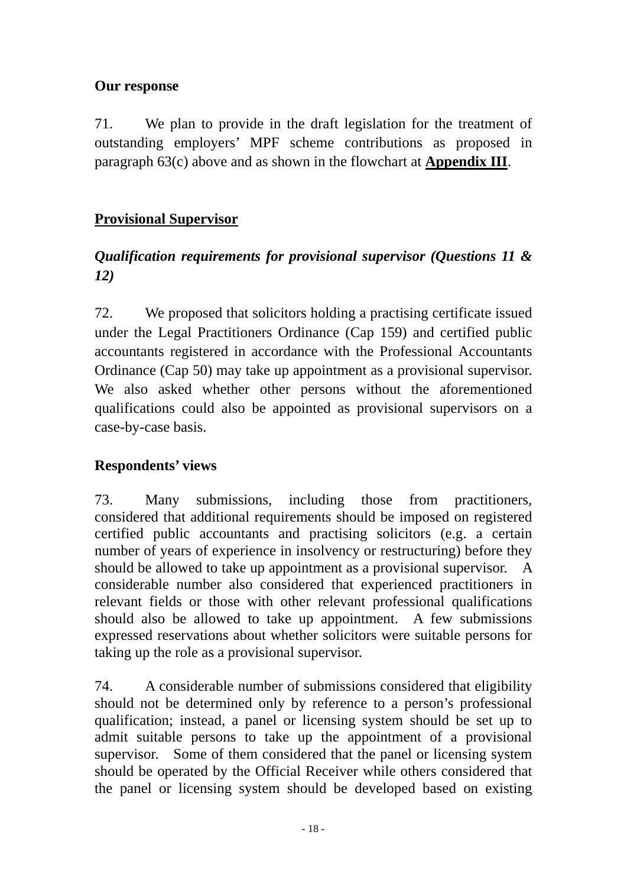**Our response**

71. We plan to provide in the draft legislation for the treatment of outstanding employers' MPF scheme contributions as proposed in paragraph 63(c) above and as shown in the flowchart at **Appendix III**.

## Provisional Supervisor

### *Qualification requirements for provisional supervisor (Questions 11 & 12)*

72. We proposed that solicitors holding a practising certificate issued under the Legal Practitioners Ordinance (Cap 159) and certified public accountants registered in accordance with the Professional Accountants Ordinance (Cap 50) may take up appointment as a provisional supervisor. We also asked whether other persons without the aforementioned qualifications could also be appointed as provisional supervisors on a case-by-case basis.

**Respondents' views**

73. Many submissions, including those from practitioners, considered that additional requirements should be imposed on registered certified public accountants and practising solicitors (e.g. a certain number of years of experience in insolvency or restructuring) before they should be allowed to take up appointment as a provisional supervisor. A considerable number also considered that experienced practitioners in relevant fields or those with other relevant professional qualifications should also be allowed to take up appointment. A few submissions expressed reservations about whether solicitors were suitable persons for taking up the role as a provisional supervisor.

74. A considerable number of submissions considered that eligibility should not be determined only by reference to a person's professional qualification; instead, a panel or licensing system should be set up to admit suitable persons to take up the appointment of a provisional supervisor. Some of them considered that the panel or licensing system should be operated by the Official Receiver while others considered that the panel or licensing system should be developed based on existing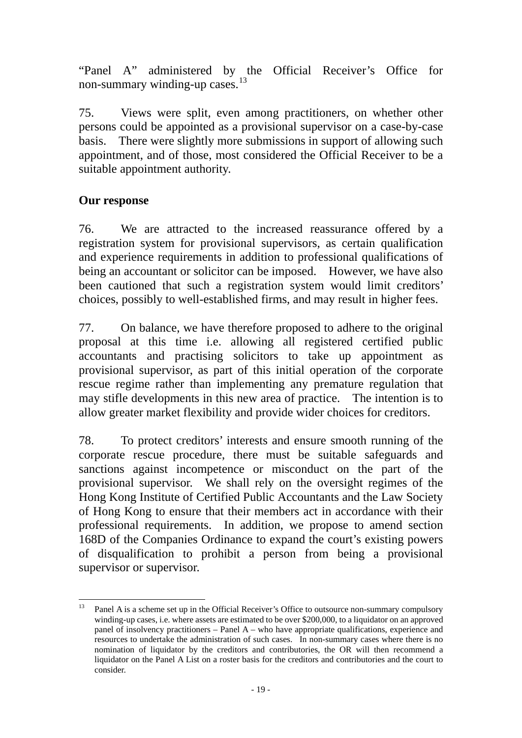"Panel A" administered by the Official Receiver's Office for non-summary winding-up cases.[13]

75. Views were split, even among practitioners, on whether other persons could be appointed as a provisional supervisor on a case-by-case basis. There were slightly more submissions in support of allowing such appointment, and of those, most considered the Official Receiver to be a suitable appointment authority.

**Our response**

76. We are attracted to the increased reassurance offered by a registration system for provisional supervisors, as certain qualification and experience requirements in addition to professional qualifications of being an accountant or solicitor can be imposed. However, we have also been cautioned that such a registration system would limit creditors' choices, possibly to well-established firms, and may result in higher fees.

77. On balance, we have therefore proposed to adhere to the original proposal at this time i.e. allowing all registered certified public accountants and practising solicitors to take up appointment as provisional supervisor, as part of this initial operation of the corporate rescue regime rather than implementing any premature regulation that may stifle developments in this new area of practice. The intention is to allow greater market flexibility and provide wider choices for creditors.

78. To protect creditors' interests and ensure smooth running of the corporate rescue procedure, there must be suitable safeguards and sanctions against incompetence or misconduct on the part of the provisional supervisor. We shall rely on the oversight regimes of the Hong Kong Institute of Certified Public Accountants and the Law Society of Hong Kong to ensure that their members act in accordance with their professional requirements. In addition, we propose to amend section 168D of the Companies Ordinance to expand the court's existing powers of disqualification to prohibit a person from being a provisional supervisor or supervisor.

---

[13] Panel A is a scheme set up in the Official Receiver's Office to outsource non-summary compulsory winding-up cases, i.e. where assets are estimated to be over $200,000, to a liquidator on an approved panel of insolvency practitioners – Panel A – who have appropriate qualifications, experience and resources to undertake the administration of such cases. In non-summary cases where there is no nomination of liquidator by the creditors and contributories, the OR will then recommend a liquidator on the Panel A List on a roster basis for the creditors and contributories and the court to consider.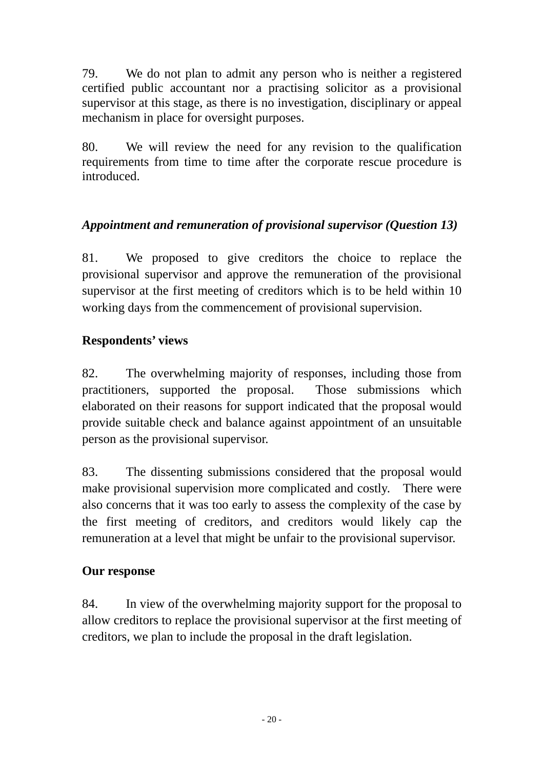79. We do not plan to admit any person who is neither a registered certified public accountant nor a practising solicitor as a provisional supervisor at this stage, as there is no investigation, disciplinary or appeal mechanism in place for oversight purposes.

80. We will review the need for any revision to the qualification requirements from time to time after the corporate rescue procedure is introduced.

***Appointment and remuneration of provisional supervisor (Question 13)***

81. We proposed to give creditors the choice to replace the provisional supervisor and approve the remuneration of the provisional supervisor at the first meeting of creditors which is to be held within 10 working days from the commencement of provisional supervision.

**Respondents' views**

82. The overwhelming majority of responses, including those from practitioners, supported the proposal. Those submissions which elaborated on their reasons for support indicated that the proposal would provide suitable check and balance against appointment of an unsuitable person as the provisional supervisor.

83. The dissenting submissions considered that the proposal would make provisional supervision more complicated and costly. There were also concerns that it was too early to assess the complexity of the case by the first meeting of creditors, and creditors would likely cap the remuneration at a level that might be unfair to the provisional supervisor.

**Our response**

84. In view of the overwhelming majority support for the proposal to allow creditors to replace the provisional supervisor at the first meeting of creditors, we plan to include the proposal in the draft legislation.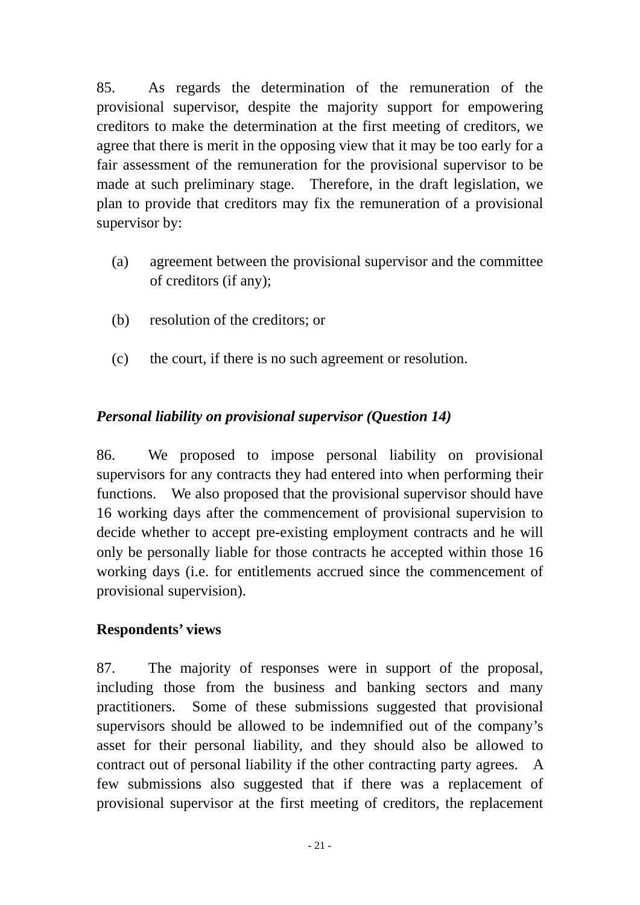85. As regards the determination of the remuneration of the provisional supervisor, despite the majority support for empowering creditors to make the determination at the first meeting of creditors, we agree that there is merit in the opposing view that it may be too early for a fair assessment of the remuneration for the provisional supervisor to be made at such preliminary stage. Therefore, in the draft legislation, we plan to provide that creditors may fix the remuneration of a provisional supervisor by:

(a) agreement between the provisional supervisor and the committee of creditors (if any);

(b) resolution of the creditors; or

(c) the court, if there is no such agreement or resolution.

***Personal liability on provisional supervisor (Question 14)***

86. We proposed to impose personal liability on provisional supervisors for any contracts they had entered into when performing their functions. We also proposed that the provisional supervisor should have 16 working days after the commencement of provisional supervision to decide whether to accept pre-existing employment contracts and he will only be personally liable for those contracts he accepted within those 16 working days (i.e. for entitlements accrued since the commencement of provisional supervision).

**Respondents' views**

87. The majority of responses were in support of the proposal, including those from the business and banking sectors and many practitioners. Some of these submissions suggested that provisional supervisors should be allowed to be indemnified out of the company's asset for their personal liability, and they should also be allowed to contract out of personal liability if the other contracting party agrees. A few submissions also suggested that if there was a replacement of provisional supervisor at the first meeting of creditors, the replacement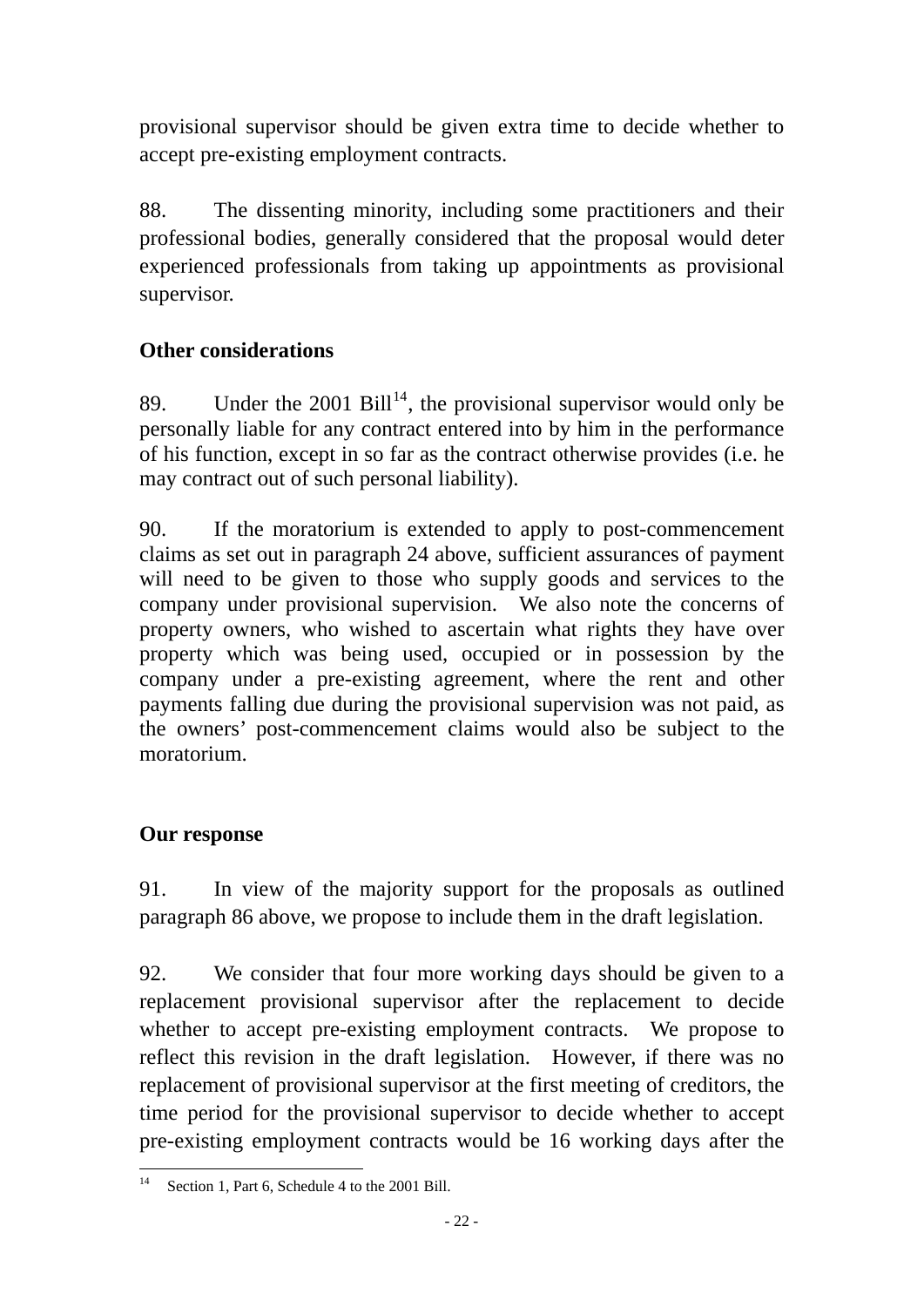provisional supervisor should be given extra time to decide whether to accept pre-existing employment contracts.

88. The dissenting minority, including some practitioners and their professional bodies, generally considered that the proposal would deter experienced professionals from taking up appointments as provisional supervisor.

**Other considerations**

89. Under the 2001 Bill[14], the provisional supervisor would only be personally liable for any contract entered into by him in the performance of his function, except in so far as the contract otherwise provides (i.e. he may contract out of such personal liability).

90. If the moratorium is extended to apply to post-commencement claims as set out in paragraph 24 above, sufficient assurances of payment will need to be given to those who supply goods and services to the company under provisional supervision. We also note the concerns of property owners, who wished to ascertain what rights they have over property which was being used, occupied or in possession by the company under a pre-existing agreement, where the rent and other payments falling due during the provisional supervision was not paid, as the owners' post-commencement claims would also be subject to the moratorium.

**Our response**

91. In view of the majority support for the proposals as outlined paragraph 86 above, we propose to include them in the draft legislation.

92. We consider that four more working days should be given to a replacement provisional supervisor after the replacement to decide whether to accept pre-existing employment contracts. We propose to reflect this revision in the draft legislation. However, if there was no replacement of provisional supervisor at the first meeting of creditors, the time period for the provisional supervisor to decide whether to accept pre-existing employment contracts would be 16 working days after the

---

[14] Section 1, Part 6, Schedule 4 to the 2001 Bill.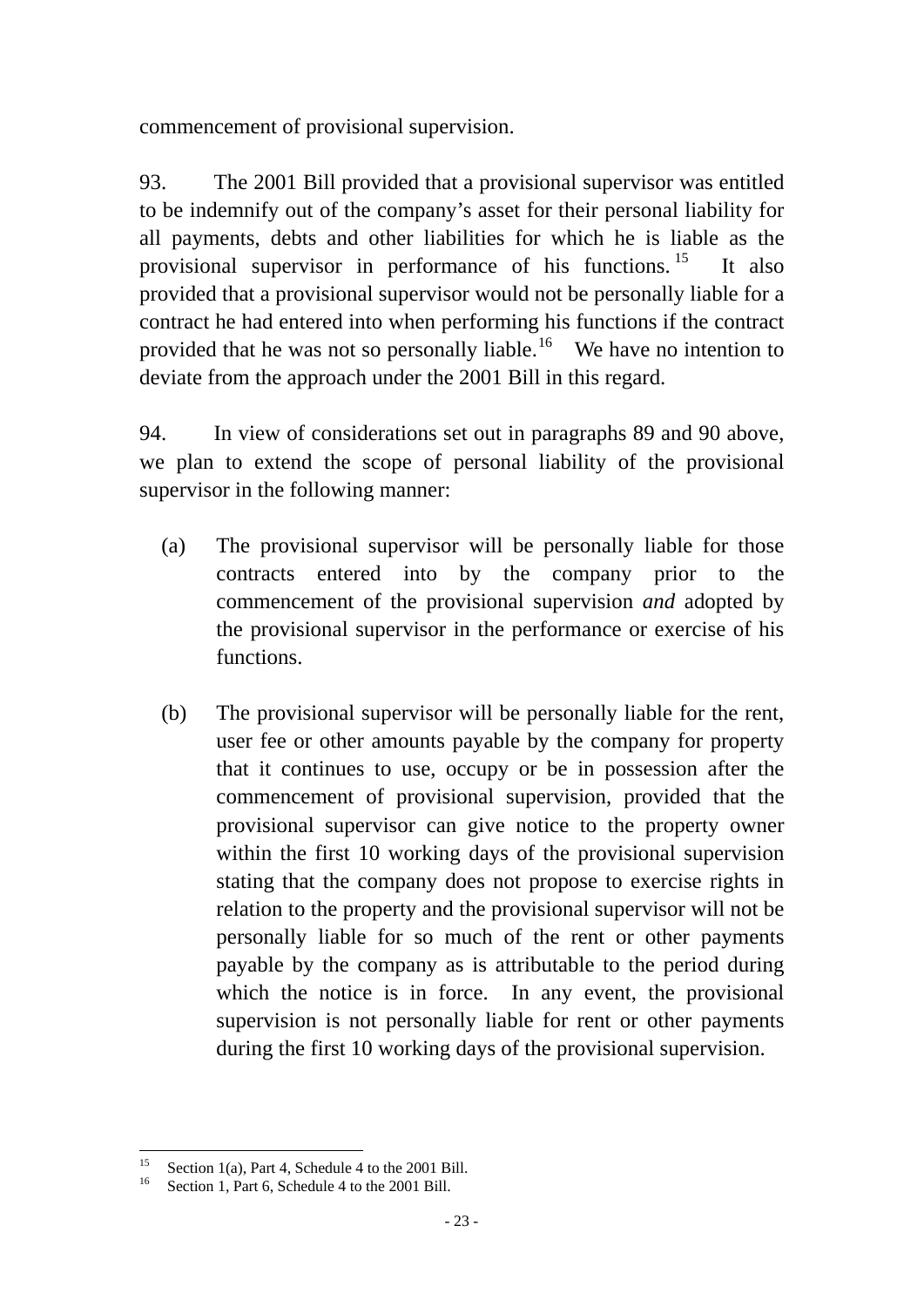commencement of provisional supervision.

93. The 2001 Bill provided that a provisional supervisor was entitled to be indemnify out of the company's asset for their personal liability for all payments, debts and other liabilities for which he is liable as the provisional supervisor in performance of his functions.[15] It also provided that a provisional supervisor would not be personally liable for a contract he had entered into when performing his functions if the contract provided that he was not so personally liable.[16] We have no intention to deviate from the approach under the 2001 Bill in this regard.

94. In view of considerations set out in paragraphs 89 and 90 above, we plan to extend the scope of personal liability of the provisional supervisor in the following manner:

(a) The provisional supervisor will be personally liable for those contracts entered into by the company prior to the commencement of the provisional supervision *and* adopted by the provisional supervisor in the performance or exercise of his functions.

(b) The provisional supervisor will be personally liable for the rent, user fee or other amounts payable by the company for property that it continues to use, occupy or be in possession after the commencement of provisional supervision, provided that the provisional supervisor can give notice to the property owner within the first 10 working days of the provisional supervision stating that the company does not propose to exercise rights in relation to the property and the provisional supervisor will not be personally liable for so much of the rent or other payments payable by the company as is attributable to the period during which the notice is in force. In any event, the provisional supervision is not personally liable for rent or other payments during the first 10 working days of the provisional supervision.

---

[15] Section 1(a), Part 4, Schedule 4 to the 2001 Bill.

[16] Section 1, Part 6, Schedule 4 to the 2001 Bill.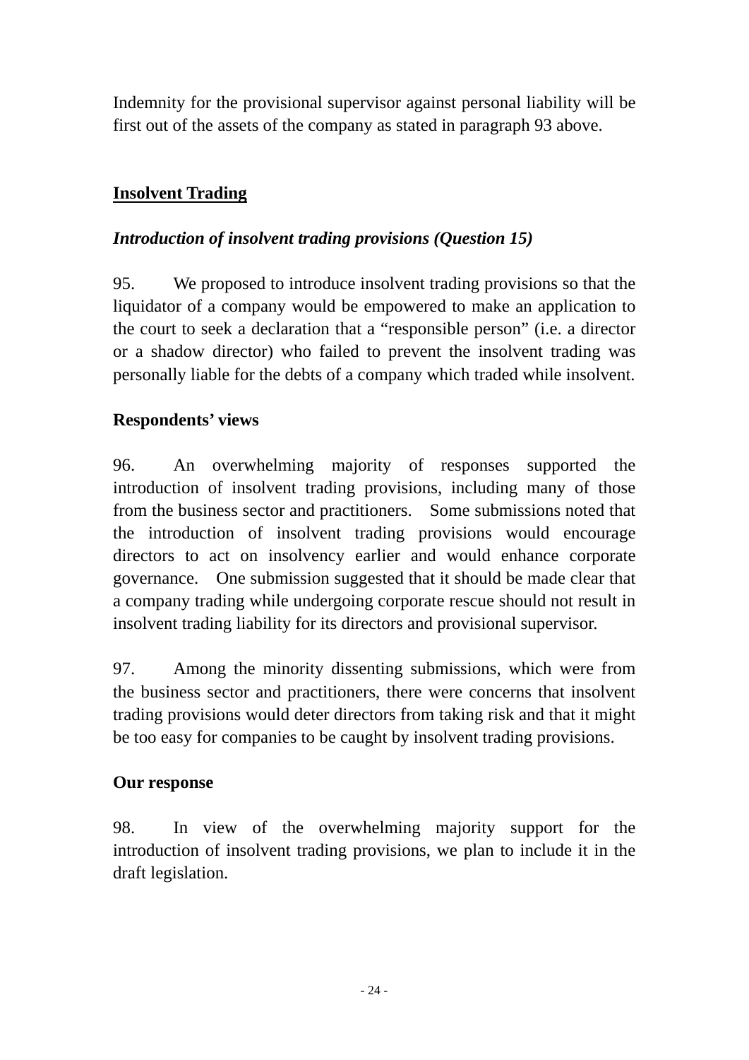Indemnity for the provisional supervisor against personal liability will be first out of the assets of the company as stated in paragraph 93 above.

## Insolvent Trading

### *Introduction of insolvent trading provisions (Question 15)*

95. We proposed to introduce insolvent trading provisions so that the liquidator of a company would be empowered to make an application to the court to seek a declaration that a "responsible person" (i.e. a director or a shadow director) who failed to prevent the insolvent trading was personally liable for the debts of a company which traded while insolvent.

**Respondents' views**

96. An overwhelming majority of responses supported the introduction of insolvent trading provisions, including many of those from the business sector and practitioners. Some submissions noted that the introduction of insolvent trading provisions would encourage directors to act on insolvency earlier and would enhance corporate governance. One submission suggested that it should be made clear that a company trading while undergoing corporate rescue should not result in insolvent trading liability for its directors and provisional supervisor.

97. Among the minority dissenting submissions, which were from the business sector and practitioners, there were concerns that insolvent trading provisions would deter directors from taking risk and that it might be too easy for companies to be caught by insolvent trading provisions.

**Our response**

98. In view of the overwhelming majority support for the introduction of insolvent trading provisions, we plan to include it in the draft legislation.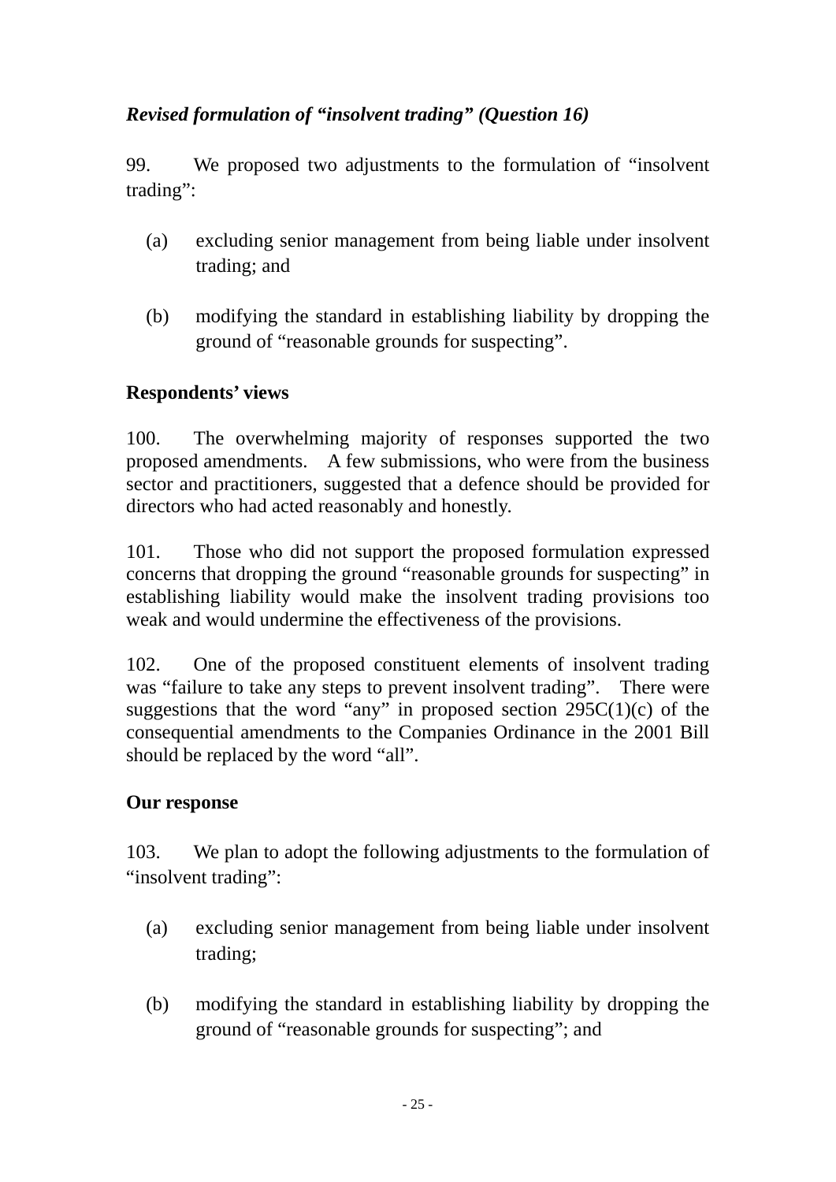*Revised formulation of "insolvent trading" (Question 16)*

99. We proposed two adjustments to the formulation of "insolvent trading":

(a) excluding senior management from being liable under insolvent trading; and

(b) modifying the standard in establishing liability by dropping the ground of "reasonable grounds for suspecting".

**Respondents' views**

100. The overwhelming majority of responses supported the two proposed amendments. A few submissions, who were from the business sector and practitioners, suggested that a defence should be provided for directors who had acted reasonably and honestly.

101. Those who did not support the proposed formulation expressed concerns that dropping the ground "reasonable grounds for suspecting" in establishing liability would make the insolvent trading provisions too weak and would undermine the effectiveness of the provisions.

102. One of the proposed constituent elements of insolvent trading was "failure to take any steps to prevent insolvent trading". There were suggestions that the word "any" in proposed section 295C(1)(c) of the consequential amendments to the Companies Ordinance in the 2001 Bill should be replaced by the word "all".

**Our response**

103. We plan to adopt the following adjustments to the formulation of "insolvent trading":

(a) excluding senior management from being liable under insolvent trading;

(b) modifying the standard in establishing liability by dropping the ground of "reasonable grounds for suspecting"; and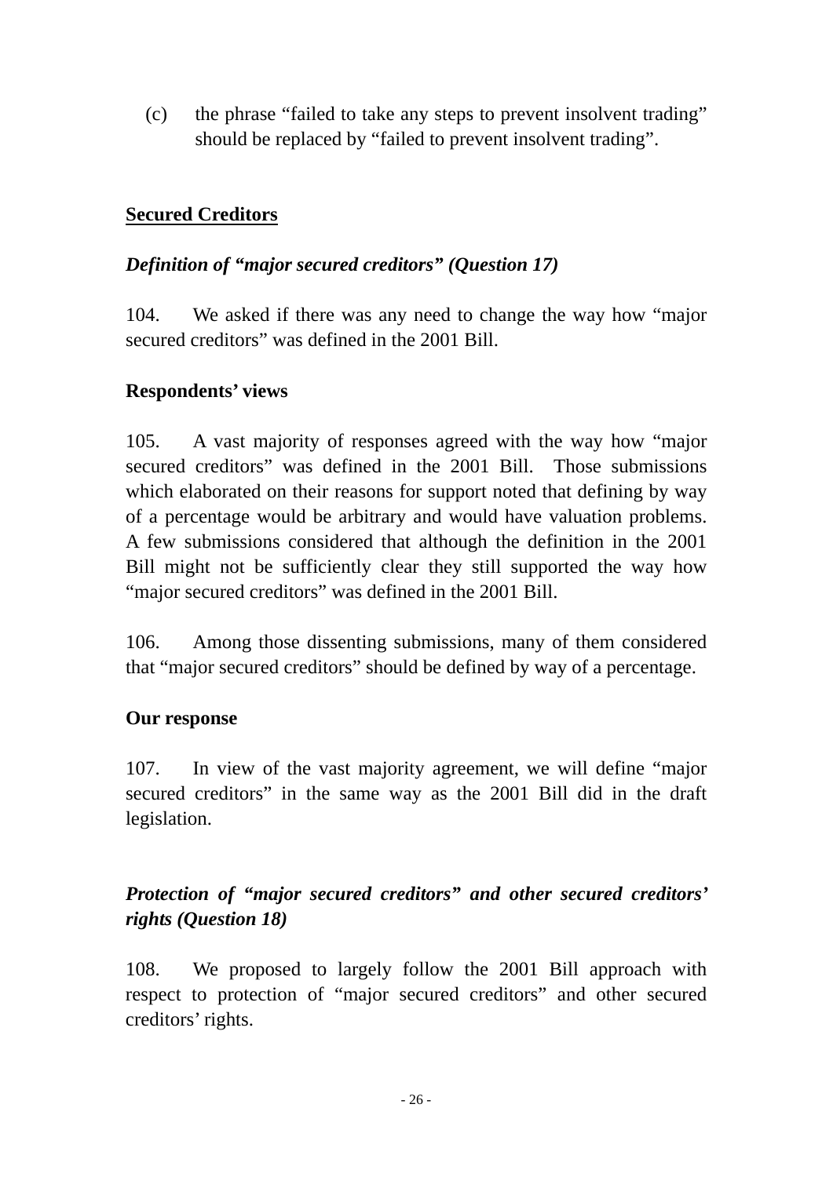(c) the phrase “failed to take any steps to prevent insolvent trading” should be replaced by “failed to prevent insolvent trading”.

## **Secured Creditors**

### ***Definition of “major secured creditors” (Question 17)***

104. We asked if there was any need to change the way how “major secured creditors” was defined in the 2001 Bill.

**Respondents’ views**

105. A vast majority of responses agreed with the way how “major secured creditors” was defined in the 2001 Bill. Those submissions which elaborated on their reasons for support noted that defining by way of a percentage would be arbitrary and would have valuation problems. A few submissions considered that although the definition in the 2001 Bill might not be sufficiently clear they still supported the way how “major secured creditors” was defined in the 2001 Bill.

106. Among those dissenting submissions, many of them considered that “major secured creditors” should be defined by way of a percentage.

**Our response**

107. In view of the vast majority agreement, we will define “major secured creditors” in the same way as the 2001 Bill did in the draft legislation.

### ***Protection of “major secured creditors” and other secured creditors’ rights (Question 18)***

108. We proposed to largely follow the 2001 Bill approach with respect to protection of “major secured creditors” and other secured creditors’ rights.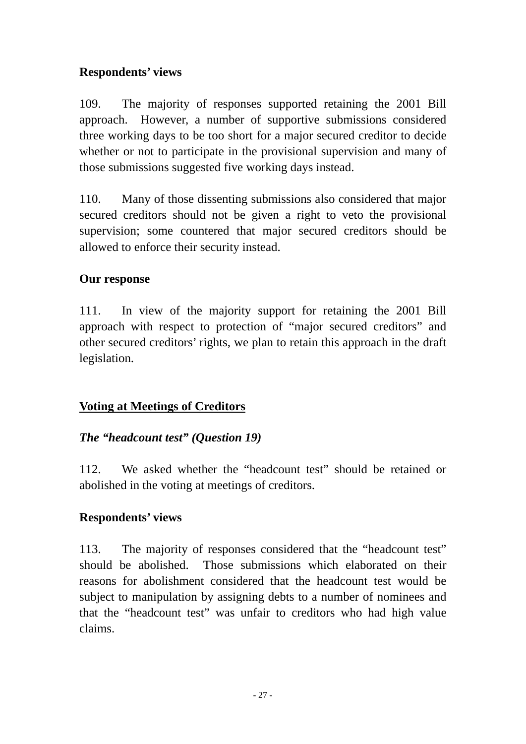**Respondents' views**

109. The majority of responses supported retaining the 2001 Bill approach. However, a number of supportive submissions considered three working days to be too short for a major secured creditor to decide whether or not to participate in the provisional supervision and many of those submissions suggested five working days instead.

110. Many of those dissenting submissions also considered that major secured creditors should not be given a right to veto the provisional supervision; some countered that major secured creditors should be allowed to enforce their security instead.

**Our response**

111. In view of the majority support for retaining the 2001 Bill approach with respect to protection of "major secured creditors" and other secured creditors' rights, we plan to retain this approach in the draft legislation.

## <u>Voting at Meetings of Creditors</u>

### ***The "headcount test" (Question 19)***

112. We asked whether the "headcount test" should be retained or abolished in the voting at meetings of creditors.

**Respondents' views**

113. The majority of responses considered that the "headcount test" should be abolished. Those submissions which elaborated on their reasons for abolishment considered that the headcount test would be subject to manipulation by assigning debts to a number of nominees and that the "headcount test" was unfair to creditors who had high value claims.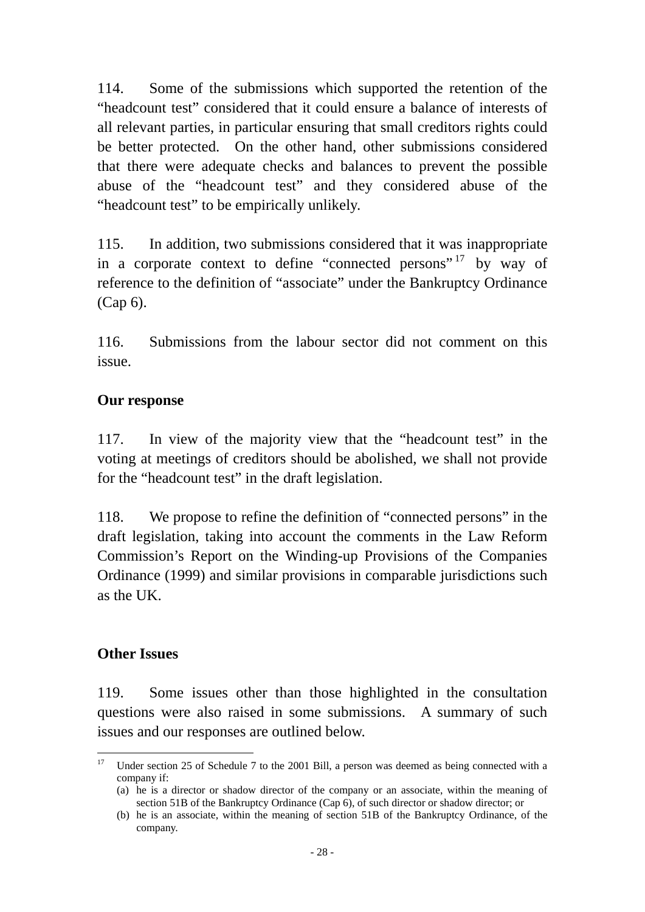114. Some of the submissions which supported the retention of the "headcount test" considered that it could ensure a balance of interests of all relevant parties, in particular ensuring that small creditors rights could be better protected. On the other hand, other submissions considered that there were adequate checks and balances to prevent the possible abuse of the "headcount test" and they considered abuse of the "headcount test" to be empirically unlikely.

115. In addition, two submissions considered that it was inappropriate in a corporate context to define "connected persons"[17] by way of reference to the definition of "associate" under the Bankruptcy Ordinance (Cap 6).

116. Submissions from the labour sector did not comment on this issue.

**Our response**

117. In view of the majority view that the "headcount test" in the voting at meetings of creditors should be abolished, we shall not provide for the "headcount test" in the draft legislation.

118. We propose to refine the definition of "connected persons" in the draft legislation, taking into account the comments in the Law Reform Commission's Report on the Winding-up Provisions of the Companies Ordinance (1999) and similar provisions in comparable jurisdictions such as the UK.

**Other Issues**

119. Some issues other than those highlighted in the consultation questions were also raised in some submissions. A summary of such issues and our responses are outlined below.

---

[17] Under section 25 of Schedule 7 to the 2001 Bill, a person was deemed as being connected with a company if:
(a) he is a director or shadow director of the company or an associate, within the meaning of section 51B of the Bankruptcy Ordinance (Cap 6), of such director or shadow director; or
(b) he is an associate, within the meaning of section 51B of the Bankruptcy Ordinance, of the company.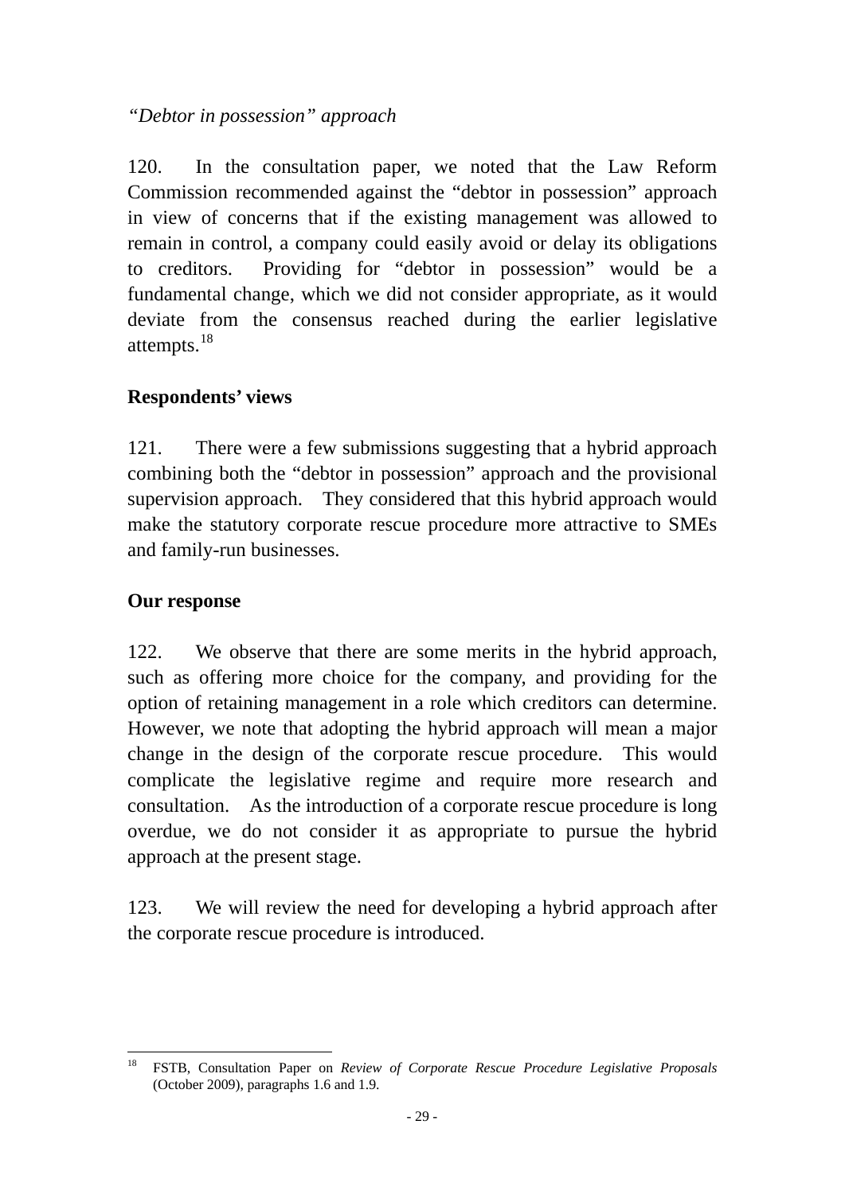*"Debtor in possession" approach*

120. In the consultation paper, we noted that the Law Reform Commission recommended against the "debtor in possession" approach in view of concerns that if the existing management was allowed to remain in control, a company could easily avoid or delay its obligations to creditors. Providing for "debtor in possession" would be a fundamental change, which we did not consider appropriate, as it would deviate from the consensus reached during the earlier legislative attempts.[18]

**Respondents' views**

121. There were a few submissions suggesting that a hybrid approach combining both the "debtor in possession" approach and the provisional supervision approach. They considered that this hybrid approach would make the statutory corporate rescue procedure more attractive to SMEs and family-run businesses.

**Our response**

122. We observe that there are some merits in the hybrid approach, such as offering more choice for the company, and providing for the option of retaining management in a role which creditors can determine. However, we note that adopting the hybrid approach will mean a major change in the design of the corporate rescue procedure. This would complicate the legislative regime and require more research and consultation. As the introduction of a corporate rescue procedure is long overdue, we do not consider it as appropriate to pursue the hybrid approach at the present stage.

123. We will review the need for developing a hybrid approach after the corporate rescue procedure is introduced.

---

[18] FSTB, Consultation Paper on *Review of Corporate Rescue Procedure Legislative Proposals* (October 2009), paragraphs 1.6 and 1.9.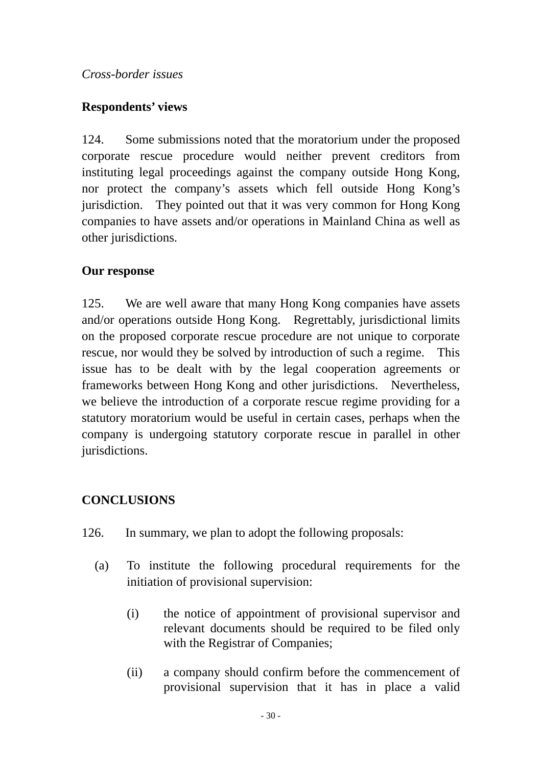*Cross-border issues*

**Respondents' views**

124. Some submissions noted that the moratorium under the proposed corporate rescue procedure would neither prevent creditors from instituting legal proceedings against the company outside Hong Kong, nor protect the company's assets which fell outside Hong Kong's jurisdiction. They pointed out that it was very common for Hong Kong companies to have assets and/or operations in Mainland China as well as other jurisdictions.

**Our response**

125. We are well aware that many Hong Kong companies have assets and/or operations outside Hong Kong. Regrettably, jurisdictional limits on the proposed corporate rescue procedure are not unique to corporate rescue, nor would they be solved by introduction of such a regime. This issue has to be dealt with by the legal cooperation agreements or frameworks between Hong Kong and other jurisdictions. Nevertheless, we believe the introduction of a corporate rescue regime providing for a statutory moratorium would be useful in certain cases, perhaps when the company is undergoing statutory corporate rescue in parallel in other jurisdictions.

## CONCLUSIONS

126. In summary, we plan to adopt the following proposals:

(a) To institute the following procedural requirements for the initiation of provisional supervision:

(i) the notice of appointment of provisional supervisor and relevant documents should be required to be filed only with the Registrar of Companies;

(ii) a company should confirm before the commencement of provisional supervision that it has in place a valid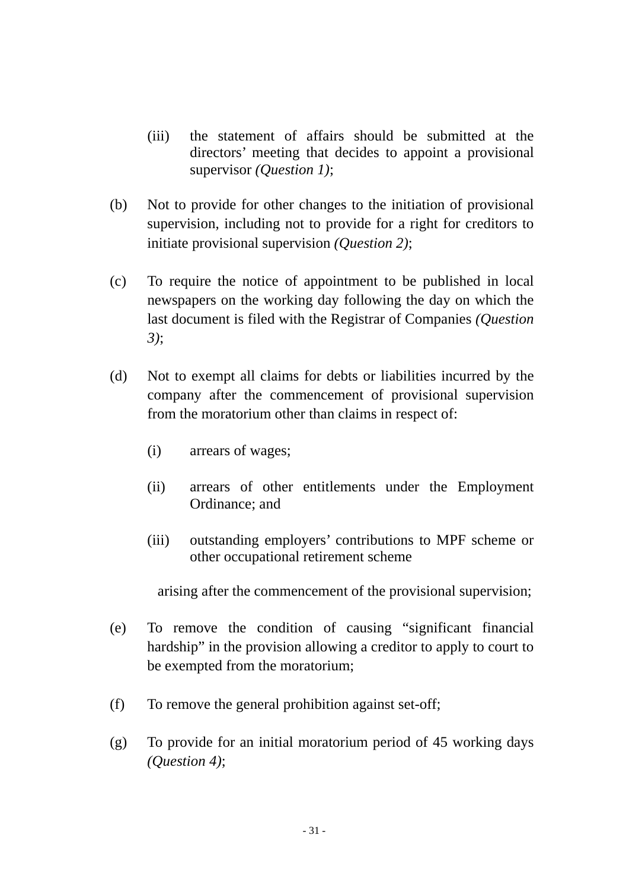(iii) the statement of affairs should be submitted at the directors' meeting that decides to appoint a provisional supervisor *(Question 1)*;

(b) Not to provide for other changes to the initiation of provisional supervision, including not to provide for a right for creditors to initiate provisional supervision *(Question 2)*;

(c) To require the notice of appointment to be published in local newspapers on the working day following the day on which the last document is filed with the Registrar of Companies *(Question 3)*;

(d) Not to exempt all claims for debts or liabilities incurred by the company after the commencement of provisional supervision from the moratorium other than claims in respect of:

  (i) arrears of wages;

  (ii) arrears of other entitlements under the Employment Ordinance; and

  (iii) outstanding employers' contributions to MPF scheme or other occupational retirement scheme

  arising after the commencement of the provisional supervision;

(e) To remove the condition of causing "significant financial hardship" in the provision allowing a creditor to apply to court to be exempted from the moratorium;

(f) To remove the general prohibition against set-off;

(g) To provide for an initial moratorium period of 45 working days *(Question 4)*;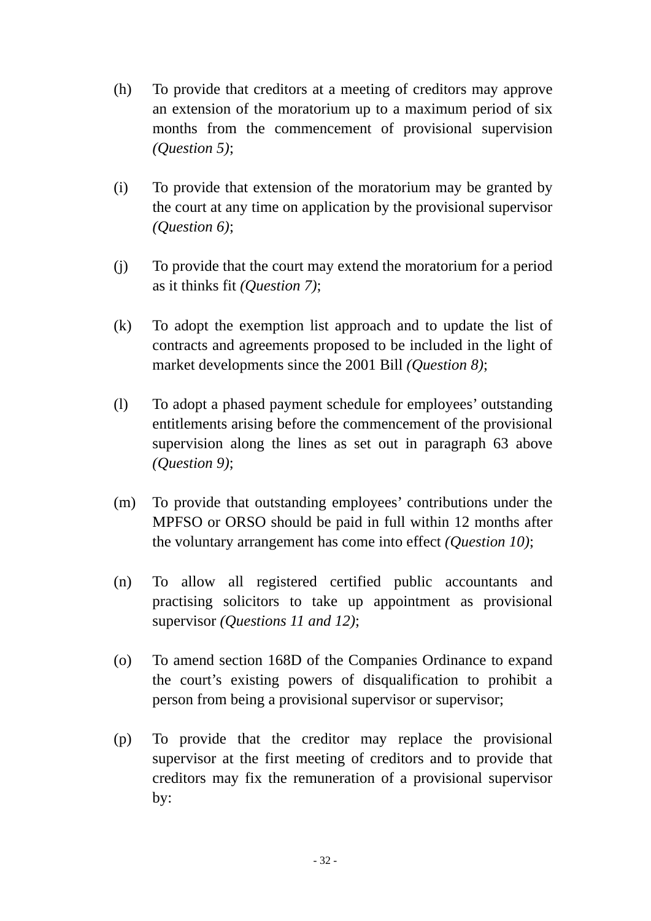(h) To provide that creditors at a meeting of creditors may approve an extension of the moratorium up to a maximum period of six months from the commencement of provisional supervision *(Question 5)*;

(i) To provide that extension of the moratorium may be granted by the court at any time on application by the provisional supervisor *(Question 6)*;

(j) To provide that the court may extend the moratorium for a period as it thinks fit *(Question 7)*;

(k) To adopt the exemption list approach and to update the list of contracts and agreements proposed to be included in the light of market developments since the 2001 Bill *(Question 8)*;

(l) To adopt a phased payment schedule for employees' outstanding entitlements arising before the commencement of the provisional supervision along the lines as set out in paragraph 63 above *(Question 9)*;

(m) To provide that outstanding employees' contributions under the MPFSO or ORSO should be paid in full within 12 months after the voluntary arrangement has come into effect *(Question 10)*;

(n) To allow all registered certified public accountants and practising solicitors to take up appointment as provisional supervisor *(Questions 11 and 12)*;

(o) To amend section 168D of the Companies Ordinance to expand the court's existing powers of disqualification to prohibit a person from being a provisional supervisor or supervisor;

(p) To provide that the creditor may replace the provisional supervisor at the first meeting of creditors and to provide that creditors may fix the remuneration of a provisional supervisor by: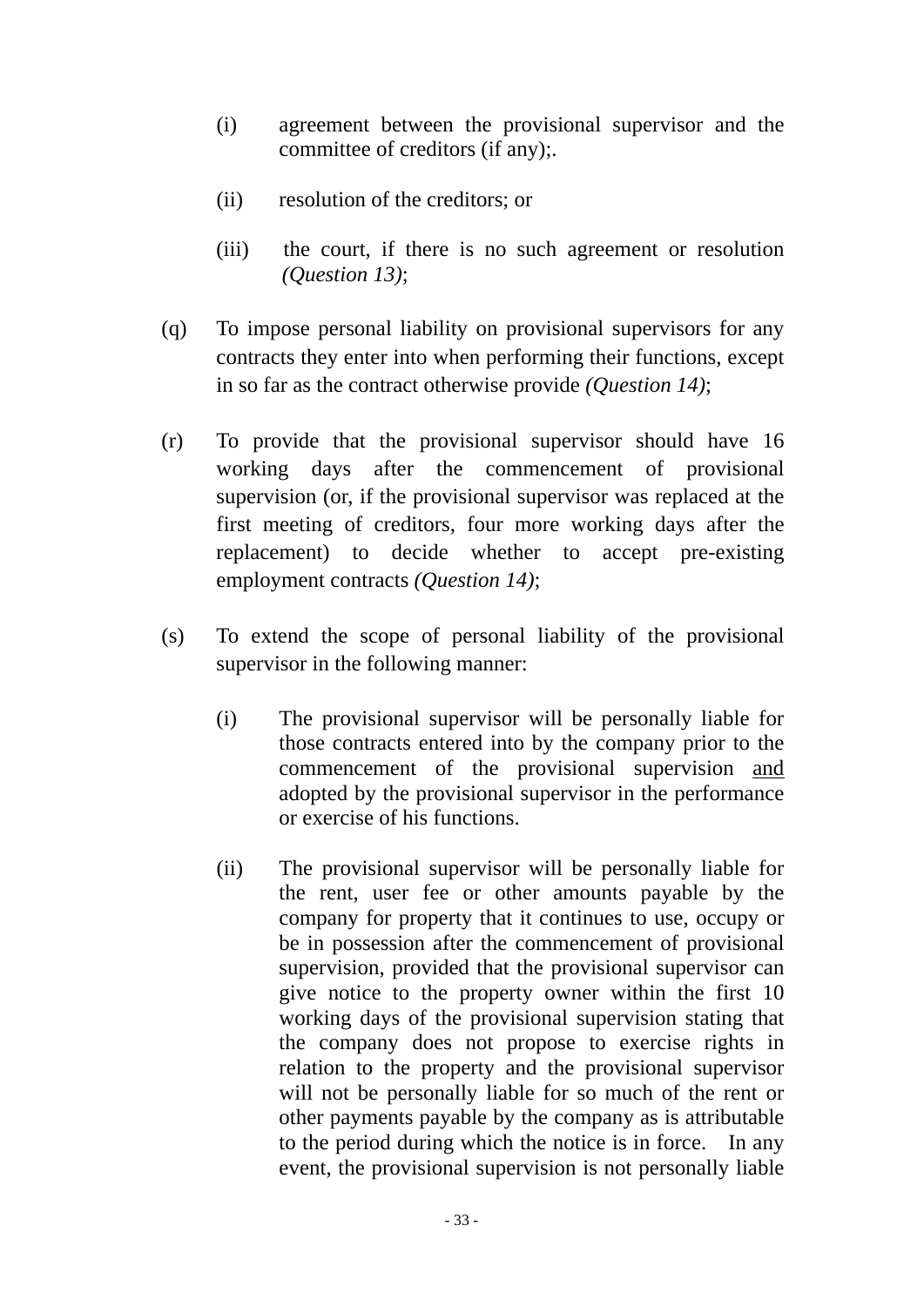(i) agreement between the provisional supervisor and the committee of creditors (if any);.

(ii) resolution of the creditors; or

(iii) the court, if there is no such agreement or resolution *(Question 13)*;

(q) To impose personal liability on provisional supervisors for any contracts they enter into when performing their functions, except in so far as the contract otherwise provide *(Question 14)*;

(r) To provide that the provisional supervisor should have 16 working days after the commencement of provisional supervision (or, if the provisional supervisor was replaced at the first meeting of creditors, four more working days after the replacement) to decide whether to accept pre-existing employment contracts *(Question 14)*;

(s) To extend the scope of personal liability of the provisional supervisor in the following manner:

(i) The provisional supervisor will be personally liable for those contracts entered into by the company prior to the commencement of the provisional supervision <u>and</u> adopted by the provisional supervisor in the performance or exercise of his functions.

(ii) The provisional supervisor will be personally liable for the rent, user fee or other amounts payable by the company for property that it continues to use, occupy or be in possession after the commencement of provisional supervision, provided that the provisional supervisor can give notice to the property owner within the first 10 working days of the provisional supervision stating that the company does not propose to exercise rights in relation to the property and the provisional supervisor will not be personally liable for so much of the rent or other payments payable by the company as is attributable to the period during which the notice is in force. In any event, the provisional supervision is not personally liable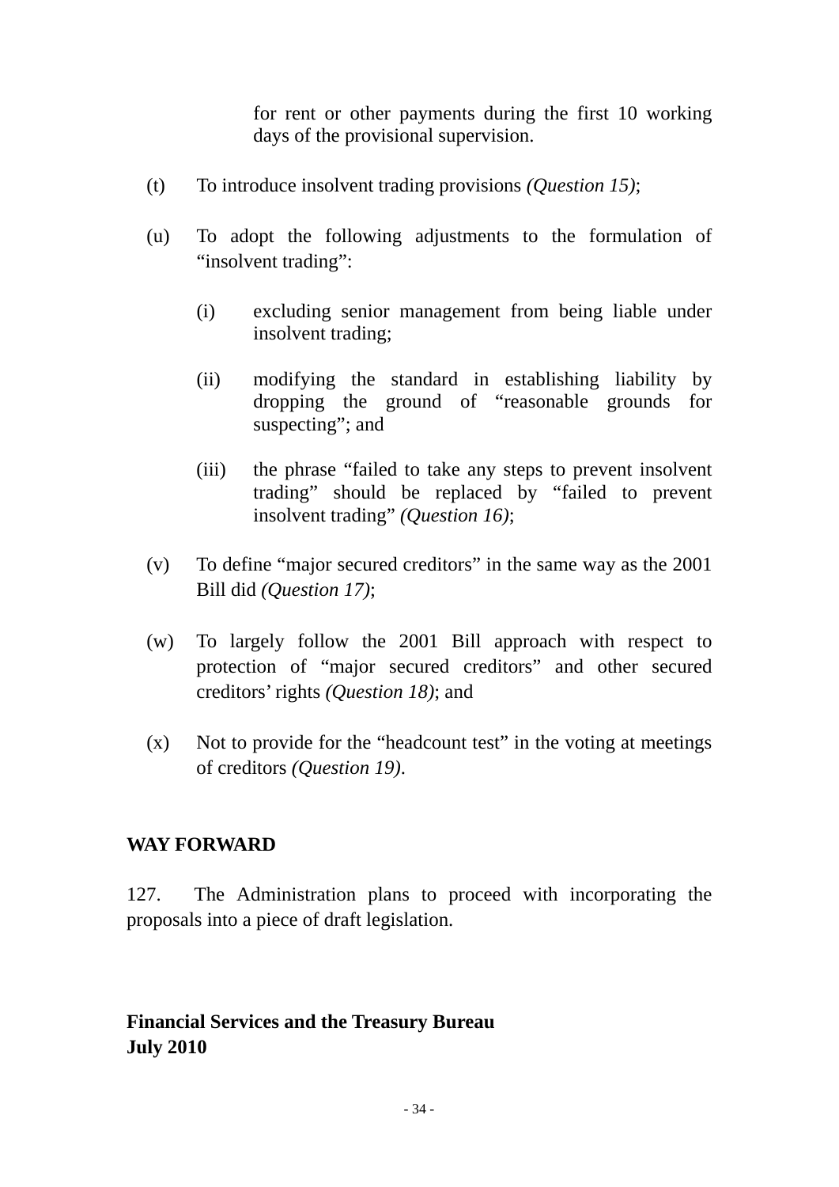for rent or other payments during the first 10 working days of the provisional supervision.

(t) To introduce insolvent trading provisions *(Question 15)*;

(u) To adopt the following adjustments to the formulation of “insolvent trading”:

  (i) excluding senior management from being liable under insolvent trading;

  (ii) modifying the standard in establishing liability by dropping the ground of “reasonable grounds for suspecting”; and

  (iii) the phrase “failed to take any steps to prevent insolvent trading” should be replaced by “failed to prevent insolvent trading” *(Question 16)*;

(v) To define “major secured creditors” in the same way as the 2001 Bill did *(Question 17)*;

(w) To largely follow the 2001 Bill approach with respect to protection of “major secured creditors” and other secured creditors’ rights *(Question 18)*; and

(x) Not to provide for the “headcount test” in the voting at meetings of creditors *(Question 19)*.

**WAY FORWARD**

127. The Administration plans to proceed with incorporating the proposals into a piece of draft legislation.

**Financial Services and the Treasury Bureau**
**July 2010**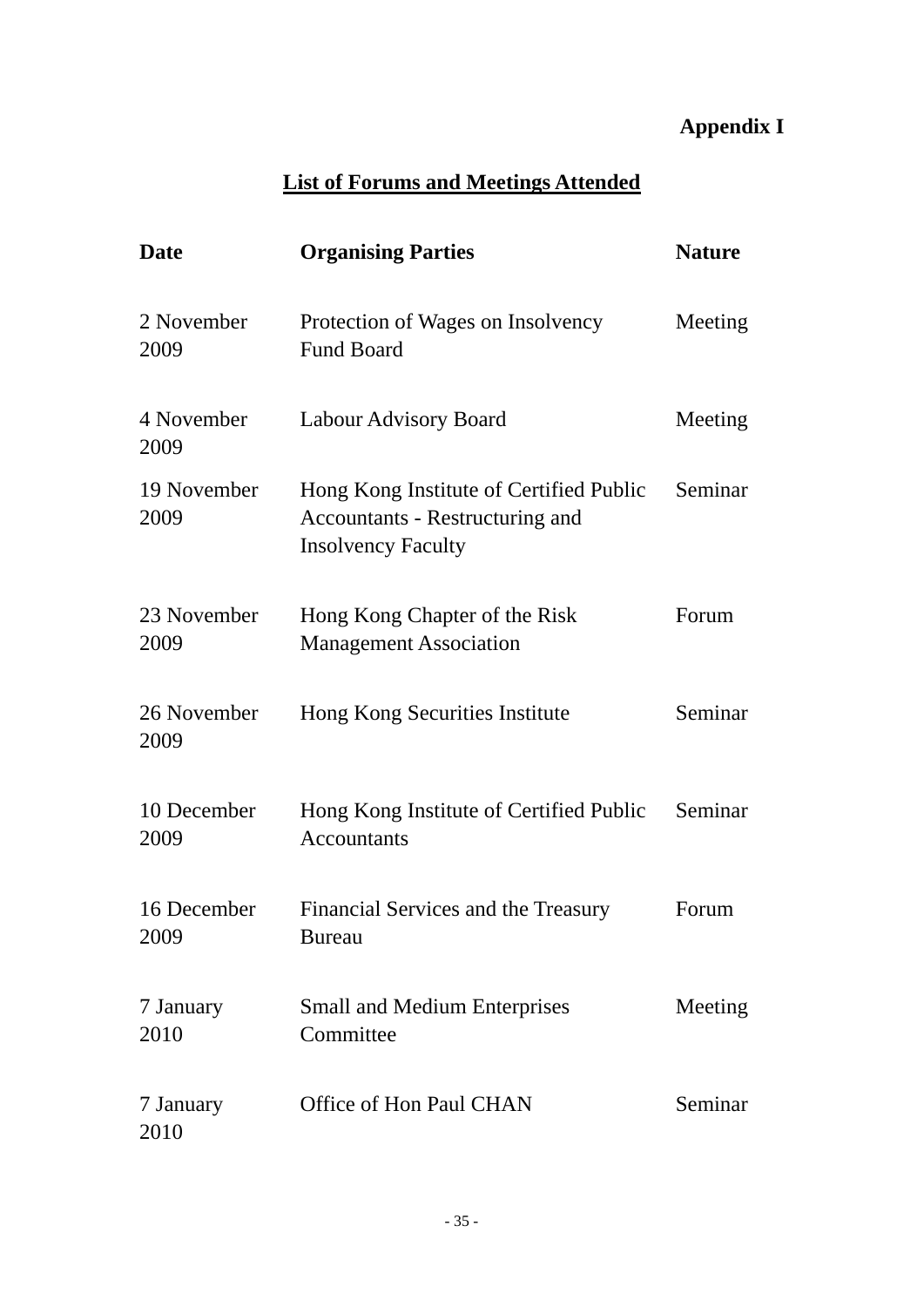**Appendix I**

## List of Forums and Meetings Attended

| Date | Organising Parties | Nature |
|---|---|---|
| 2 November 2009 | Protection of Wages on Insolvency Fund Board | Meeting |
| 4 November 2009 | Labour Advisory Board | Meeting |
| 19 November 2009 | Hong Kong Institute of Certified Public Accountants - Restructuring and Insolvency Faculty | Seminar |
| 23 November 2009 | Hong Kong Chapter of the Risk Management Association | Forum |
| 26 November 2009 | Hong Kong Securities Institute | Seminar |
| 10 December 2009 | Hong Kong Institute of Certified Public Accountants | Seminar |
| 16 December 2009 | Financial Services and the Treasury Bureau | Forum |
| 7 January 2010 | Small and Medium Enterprises Committee | Meeting |
| 7 January 2010 | Office of Hon Paul CHAN | Seminar |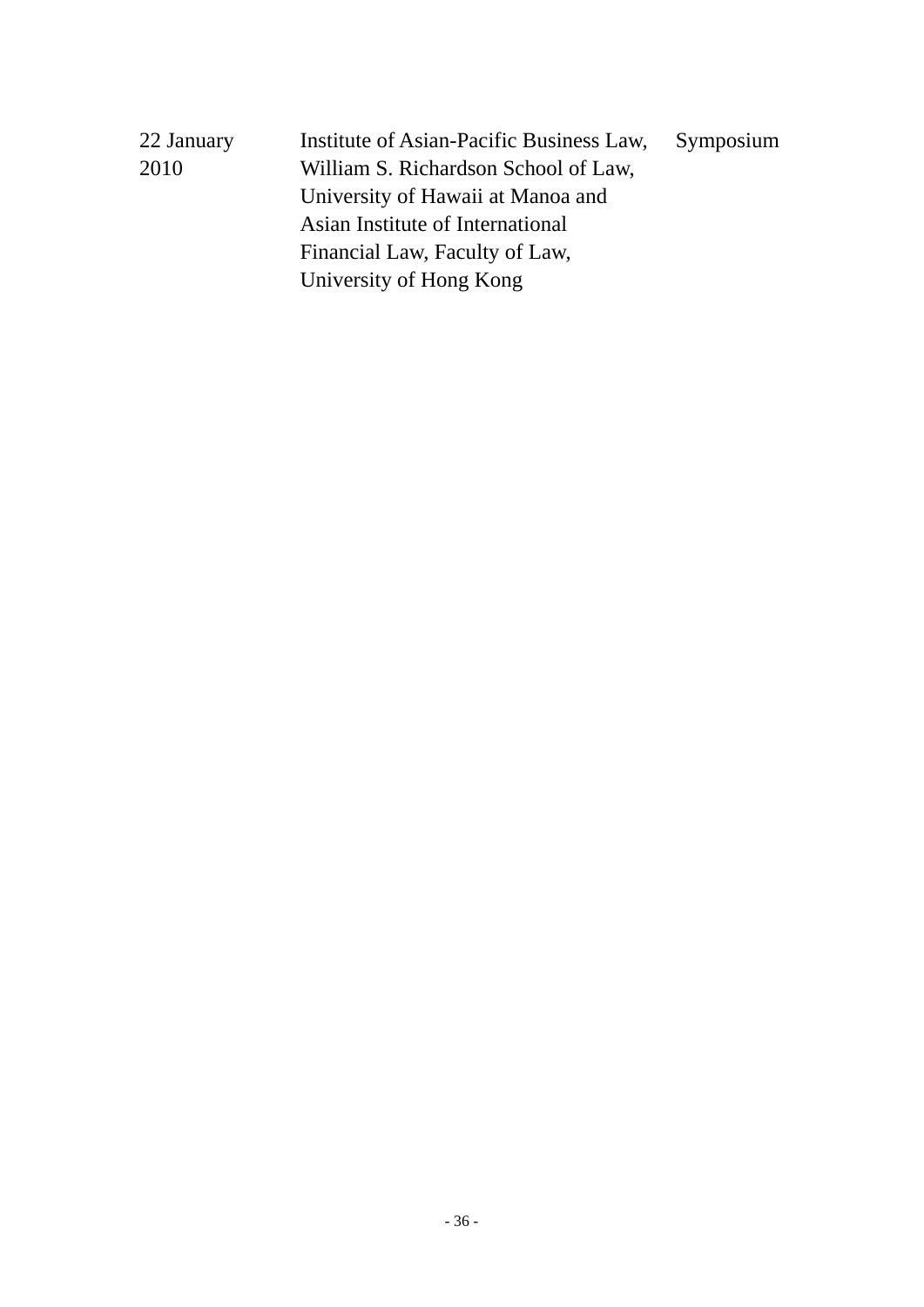| | | |
|---|---|---|
| 22 January 2010 | Institute of Asian-Pacific Business Law, William S. Richardson School of Law, University of Hawaii at Manoa and Asian Institute of International Financial Law, Faculty of Law, University of Hong Kong | Symposium |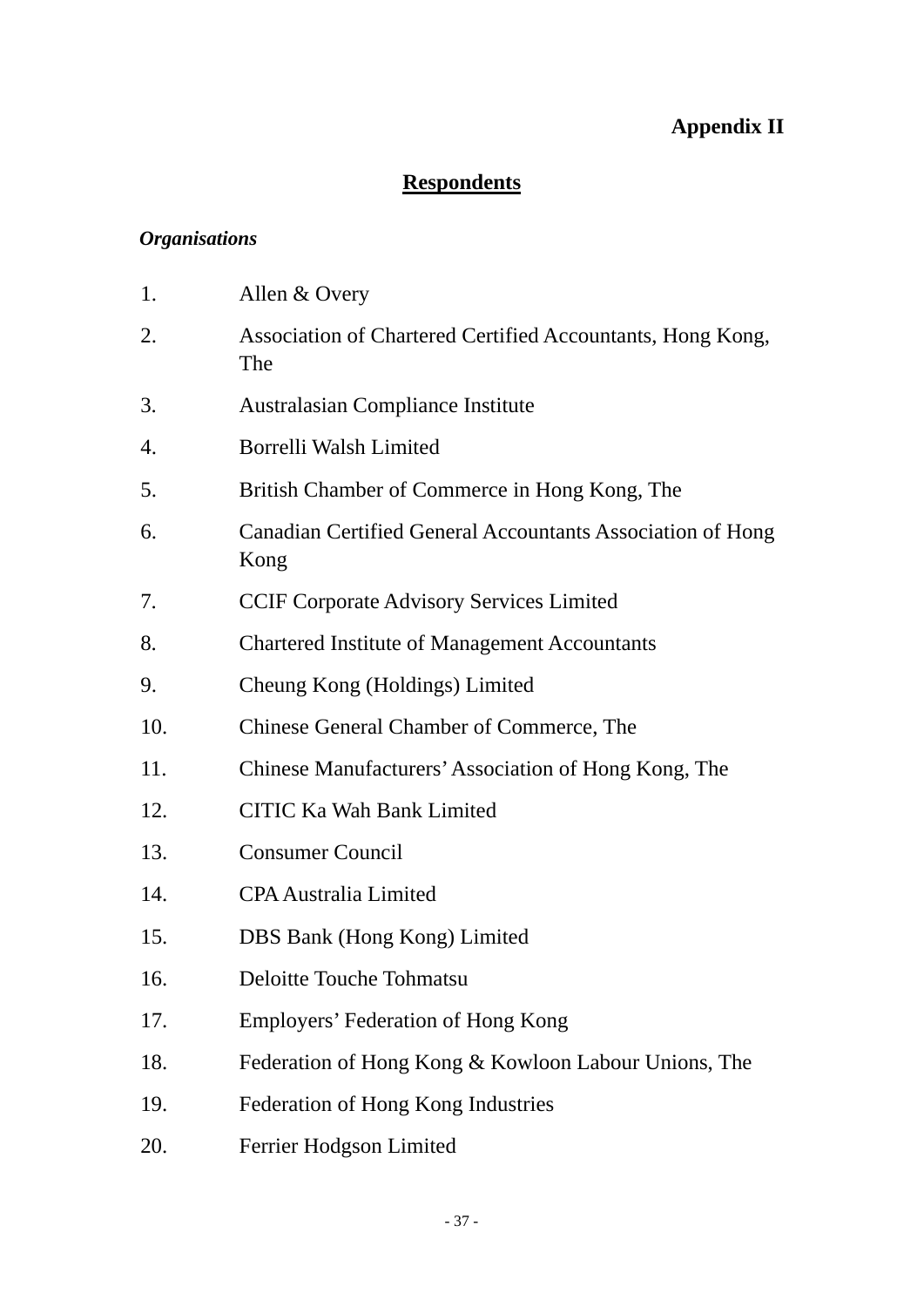**Appendix II**

## Respondents

***Organisations***

1. Allen & Overy
2. Association of Chartered Certified Accountants, Hong Kong, The
3. Australasian Compliance Institute
4. Borrelli Walsh Limited
5. British Chamber of Commerce in Hong Kong, The
6. Canadian Certified General Accountants Association of Hong Kong
7. CCIF Corporate Advisory Services Limited
8. Chartered Institute of Management Accountants
9. Cheung Kong (Holdings) Limited
10. Chinese General Chamber of Commerce, The
11. Chinese Manufacturers' Association of Hong Kong, The
12. CITIC Ka Wah Bank Limited
13. Consumer Council
14. CPA Australia Limited
15. DBS Bank (Hong Kong) Limited
16. Deloitte Touche Tohmatsu
17. Employers' Federation of Hong Kong
18. Federation of Hong Kong & Kowloon Labour Unions, The
19. Federation of Hong Kong Industries
20. Ferrier Hodgson Limited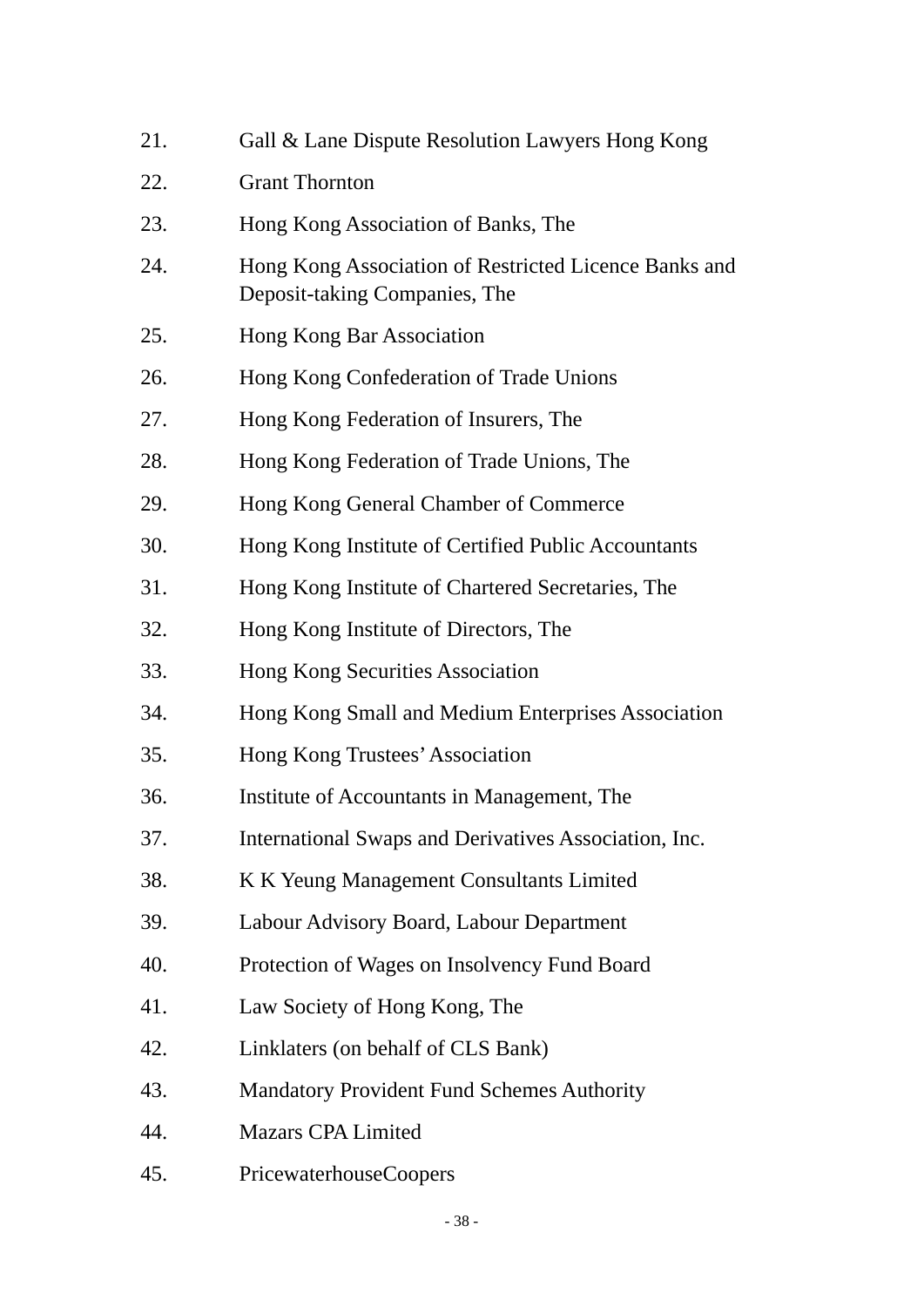21. Gall & Lane Dispute Resolution Lawyers Hong Kong
22. Grant Thornton
23. Hong Kong Association of Banks, The
24. Hong Kong Association of Restricted Licence Banks and Deposit-taking Companies, The
25. Hong Kong Bar Association
26. Hong Kong Confederation of Trade Unions
27. Hong Kong Federation of Insurers, The
28. Hong Kong Federation of Trade Unions, The
29. Hong Kong General Chamber of Commerce
30. Hong Kong Institute of Certified Public Accountants
31. Hong Kong Institute of Chartered Secretaries, The
32. Hong Kong Institute of Directors, The
33. Hong Kong Securities Association
34. Hong Kong Small and Medium Enterprises Association
35. Hong Kong Trustees' Association
36. Institute of Accountants in Management, The
37. International Swaps and Derivatives Association, Inc.
38. K K Yeung Management Consultants Limited
39. Labour Advisory Board, Labour Department
40. Protection of Wages on Insolvency Fund Board
41. Law Society of Hong Kong, The
42. Linklaters (on behalf of CLS Bank)
43. Mandatory Provident Fund Schemes Authority
44. Mazars CPA Limited
45. PricewaterhouseCoopers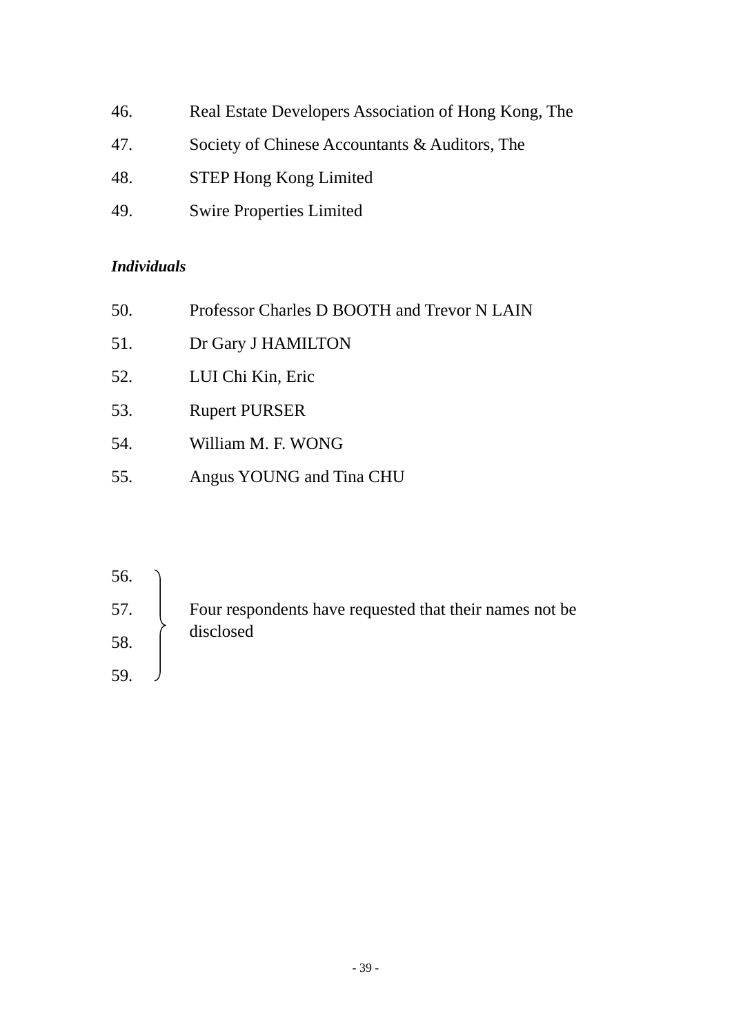46. Real Estate Developers Association of Hong Kong, The

47. Society of Chinese Accountants & Auditors, The

48. STEP Hong Kong Limited

49. Swire Properties Limited

*Individuals*

50. Professor Charles D BOOTH and Trevor N LAIN

51. Dr Gary J HAMILTON

52. LUI Chi Kin, Eric

53. Rupert PURSER

54. William M. F. WONG

55. Angus YOUNG and Tina CHU

56.
57.
58.
59. Four respondents have requested that their names not be disclosed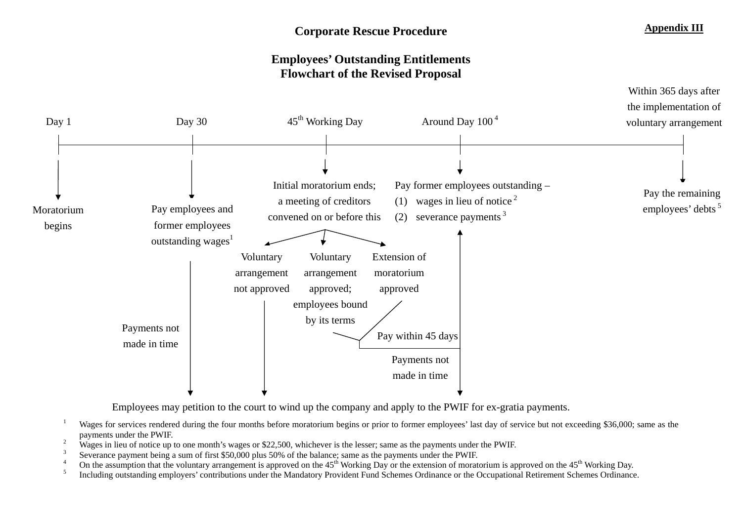**Appendix III**

# Corporate Rescue Procedure

## Employees' Outstanding Entitlements
## Flowchart of the Revised Proposal

Day 1

Moratorium begins

Day 30

Pay employees and former employees outstanding wages[1]

Payments not made in time

45th Working Day

Initial moratorium ends; a meeting of creditors convened on or before this

Voluntary arrangement not approved

Voluntary arrangement approved; employees bound by its terms

Extension of moratorium approved

Pay within 45 days

Payments not made in time

Around Day 100[4]

Pay former employees outstanding –
(1) wages in lieu of notice[2]
(2) severance payments[3]

Within 365 days after the implementation of voluntary arrangement

Pay the remaining employees' debts[5]

Employees may petition to the court to wind up the company and apply to the PWIF for ex-gratia payments.

1 Wages for services rendered during the four months before moratorium begins or prior to former employees' last day of service but not exceeding $36,000; same as the payments under the PWIF.
2 Wages in lieu of notice up to one month's wages or $22,500, whichever is the lesser; same as the payments under the PWIF.
3 Severance payment being a sum of first $50,000 plus 50% of the balance; same as the payments under the PWIF.
4 On the assumption that the voluntary arrangement is approved on the 45th Working Day or the extension of moratorium is approved on the 45th Working Day.
5 Including outstanding employers' contributions under the Mandatory Provident Fund Schemes Ordinance or the Occupational Retirement Schemes Ordinance.